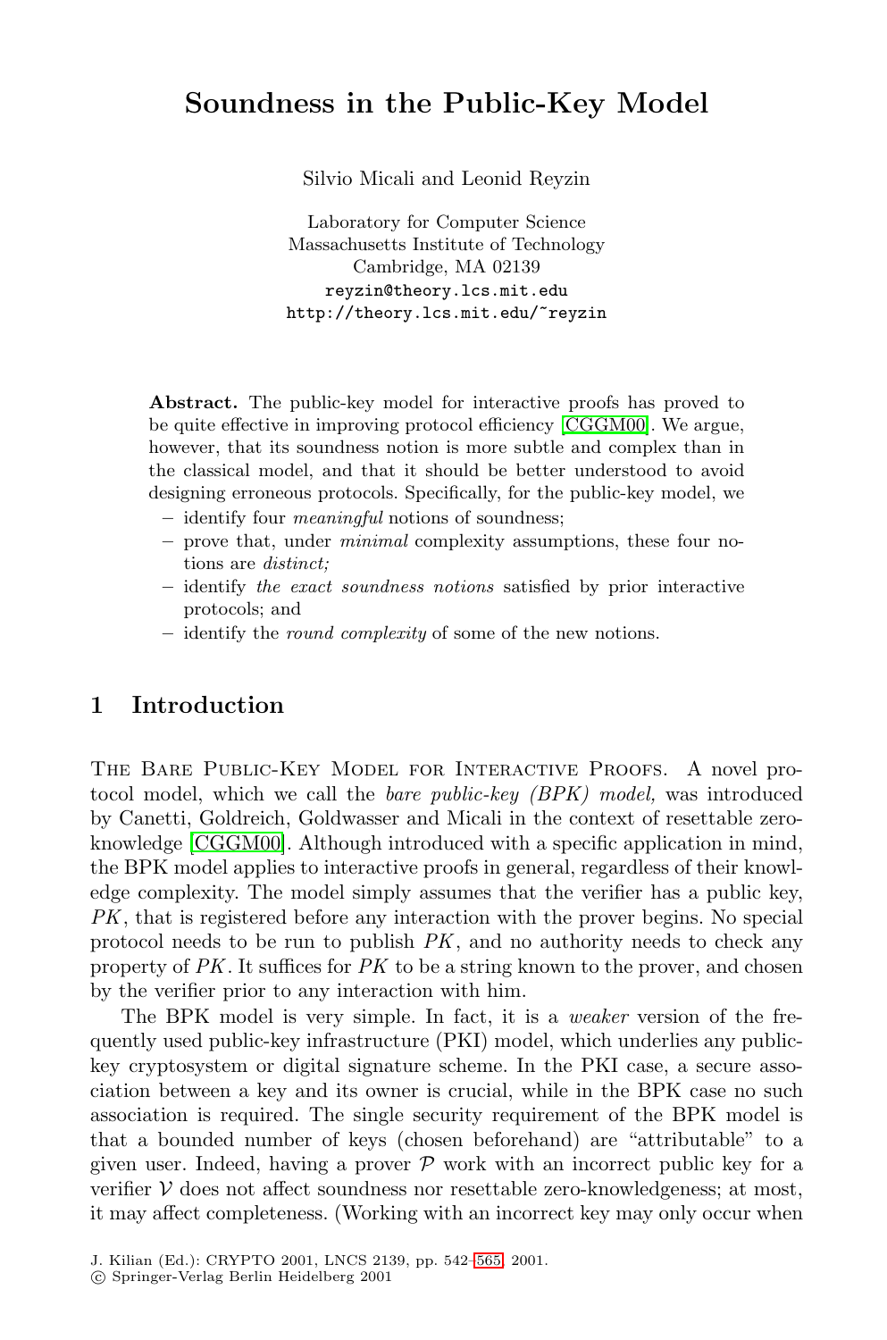# Soundness in the Public-Key Model

Silvio Micali and Leonid Reyzin

Laboratory for Computer Science
Massachusetts Institute of Technology
Cambridge, MA 02139
reyzin@theory.lcs.mit.edu
http://theory.lcs.mit.edu/~reyzin

**Abstract.** The public-key model for interactive proofs has proved to be quite effective in improving protocol efficiency [CGGM00]. We argue, however, that its soundness notion is more subtle and complex than in the classical model, and that it should be better understood to avoid designing erroneous protocols. Specifically, for the public-key model, we

- identify four *meaningful* notions of soundness;
- prove that, under *minimal* complexity assumptions, these four notions are *distinct;*
- identify *the exact soundness notions* satisfied by prior interactive protocols; and
- identify the *round complexity* of some of the new notions.

## 1 Introduction

The Bare Public-Key Model for Interactive Proofs. A novel protocol model, which we call the *bare public-key (BPK) model,* was introduced by Canetti, Goldreich, Goldwasser and Micali in the context of resettable zero-knowledge [CGGM00]. Although introduced with a specific application in mind, the BPK model applies to interactive proofs in general, regardless of their knowledge complexity. The model simply assumes that the verifier has a public key, $PK$, that is registered before any interaction with the prover begins. No special protocol needs to be run to publish $PK$, and no authority needs to check any property of $PK$. It suffices for $PK$ to be a string known to the prover, and chosen by the verifier prior to any interaction with him.

The BPK model is very simple. In fact, it is a *weaker* version of the frequently used public-key infrastructure (PKI) model, which underlies any public-key cryptosystem or digital signature scheme. In the PKI case, a secure association between a key and its owner is crucial, while in the BPK case no such association is required. The single security requirement of the BPK model is that a bounded number of keys (chosen beforehand) are "attributable" to a given user. Indeed, having a prover $\mathcal{P}$ work with an incorrect public key for a verifier $\mathcal{V}$ does not affect soundness nor resettable zero-knowledgeness; at most, it may affect completeness. (Working with an incorrect key may only occur when

J. Kilian (Ed.): CRYPTO 2001, LNCS 2139, pp. 542–565, 2001.
© Springer-Verlag Berlin Heidelberg 2001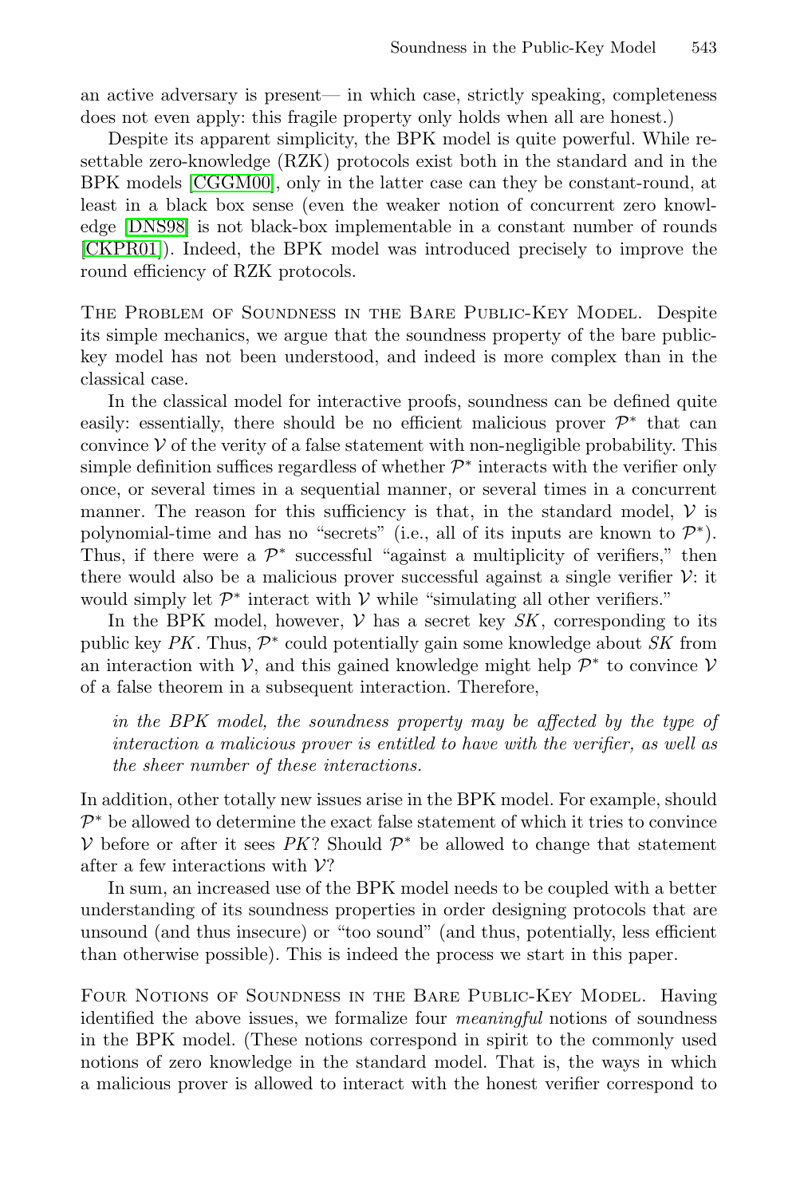an active adversary is present— in which case, strictly speaking, completeness does not even apply: this fragile property only holds when all are honest.)

Despite its apparent simplicity, the BPK model is quite powerful. While resettable zero-knowledge (RZK) protocols exist both in the standard and in the BPK models [CGGM00], only in the latter case can they be constant-round, at least in a black box sense (even the weaker notion of concurrent zero knowledge [DNS98] is not black-box implementable in a constant number of rounds [CKPR01]). Indeed, the BPK model was introduced precisely to improve the round efficiency of RZK protocols.

The Problem of Soundness in the Bare Public-Key Model. Despite its simple mechanics, we argue that the soundness property of the bare public-key model has not been understood, and indeed is more complex than in the classical case.

In the classical model for interactive proofs, soundness can be defined quite easily: essentially, there should be no efficient malicious prover $\mathcal{P}^*$ that can convince $\mathcal{V}$ of the verity of a false statement with non-negligible probability. This simple definition suffices regardless of whether $\mathcal{P}^*$ interacts with the verifier only once, or several times in a sequential manner, or several times in a concurrent manner. The reason for this sufficiency is that, in the standard model, $\mathcal{V}$ is polynomial-time and has no "secrets" (i.e., all of its inputs are known to $\mathcal{P}^*$). Thus, if there were a $\mathcal{P}^*$ successful "against a multiplicity of verifiers," then there would also be a malicious prover successful against a single verifier $\mathcal{V}$: it would simply let $\mathcal{P}^*$ interact with $\mathcal{V}$ while "simulating all other verifiers."

In the BPK model, however, $\mathcal{V}$ has a secret key $SK$, corresponding to its public key $PK$. Thus, $\mathcal{P}^*$ could potentially gain some knowledge about $SK$ from an interaction with $\mathcal{V}$, and this gained knowledge might help $\mathcal{P}^*$ to convince $\mathcal{V}$ of a false theorem in a subsequent interaction. Therefore,

> *in the BPK model, the soundness property may be affected by the type of interaction a malicious prover is entitled to have with the verifier, as well as the sheer number of these interactions.*

In addition, other totally new issues arise in the BPK model. For example, should $\mathcal{P}^*$ be allowed to determine the exact false statement of which it tries to convince $\mathcal{V}$ before or after it sees $PK$? Should $\mathcal{P}^*$ be allowed to change that statement after a few interactions with $\mathcal{V}$?

In sum, an increased use of the BPK model needs to be coupled with a better understanding of its soundness properties in order designing protocols that are unsound (and thus insecure) or "too sound" (and thus, potentially, less efficient than otherwise possible). This is indeed the process we start in this paper.

Four Notions of Soundness in the Bare Public-Key Model. Having identified the above issues, we formalize four *meaningful* notions of soundness in the BPK model. (These notions correspond in spirit to the commonly used notions of zero knowledge in the standard model. That is, the ways in which a malicious prover is allowed to interact with the honest verifier correspond to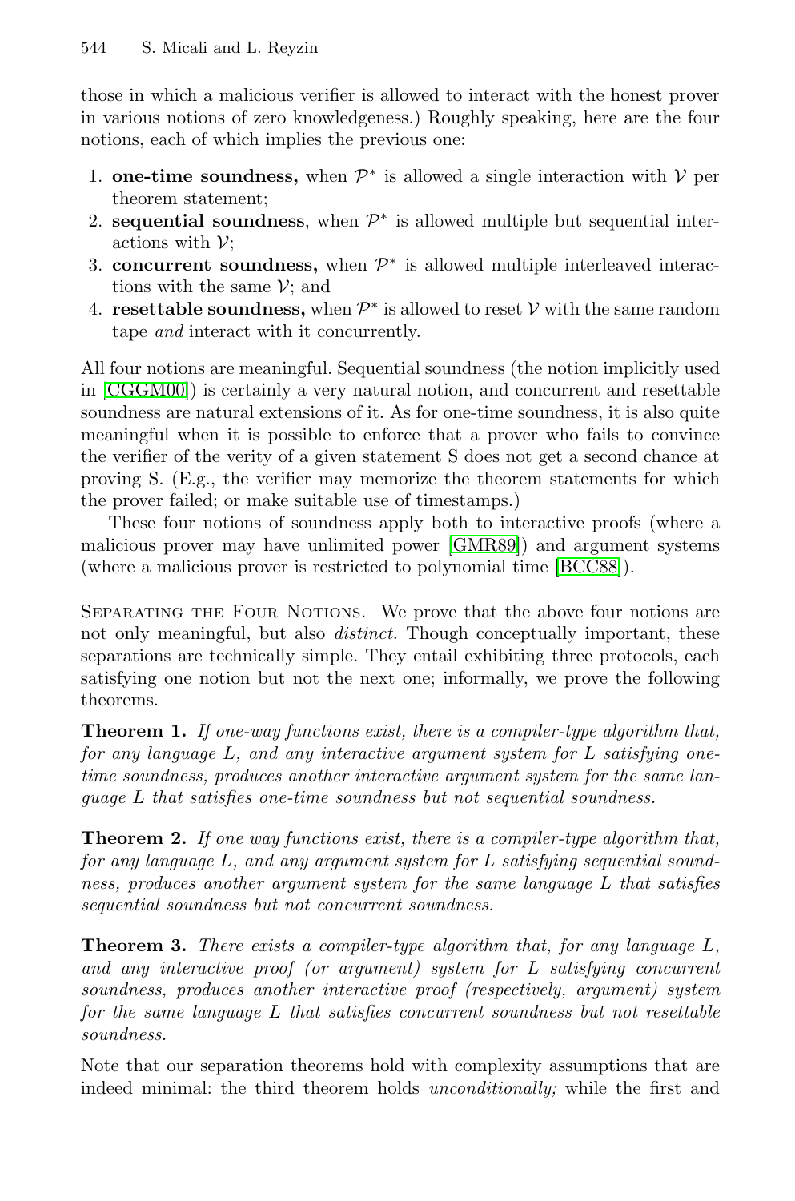those in which a malicious verifier is allowed to interact with the honest prover in various notions of zero knowledgeness.) Roughly speaking, here are the four notions, each of which implies the previous one:

1. **one-time soundness,** when $\mathcal{P}^*$ is allowed a single interaction with $\mathcal{V}$ per theorem statement;
2. **sequential soundness**, when $\mathcal{P}^*$ is allowed multiple but sequential interactions with $\mathcal{V}$;
3. **concurrent soundness,** when $\mathcal{P}^*$ is allowed multiple interleaved interactions with the same $\mathcal{V}$; and
4. **resettable soundness,** when $\mathcal{P}^*$ is allowed to reset $\mathcal{V}$ with the same random tape *and* interact with it concurrently.

All four notions are meaningful. Sequential soundness (the notion implicitly used in [CGGM00]) is certainly a very natural notion, and concurrent and resettable soundness are natural extensions of it. As for one-time soundness, it is also quite meaningful when it is possible to enforce that a prover who fails to convince the verifier of the verity of a given statement S does not get a second chance at proving S. (E.g., the verifier may memorize the theorem statements for which the prover failed; or make suitable use of timestamps.)

These four notions of soundness apply both to interactive proofs (where a malicious prover may have unlimited power [GMR89]) and argument systems (where a malicious prover is restricted to polynomial time [BCC88]).

Separating the Four Notions. We prove that the above four notions are not only meaningful, but also *distinct.* Though conceptually important, these separations are technically simple. They entail exhibiting three protocols, each satisfying one notion but not the next one; informally, we prove the following theorems.

**Theorem 1.** *If one-way functions exist, there is a compiler-type algorithm that, for any language L, and any interactive argument system for L satisfying one-time soundness, produces another interactive argument system for the same language L that satisfies one-time soundness but not sequential soundness.*

**Theorem 2.** *If one way functions exist, there is a compiler-type algorithm that, for any language L, and any argument system for L satisfying sequential soundness, produces another argument system for the same language L that satisfies sequential soundness but not concurrent soundness.*

**Theorem 3.** *There exists a compiler-type algorithm that, for any language L, and any interactive proof (or argument) system for L satisfying concurrent soundness, produces another interactive proof (respectively, argument) system for the same language L that satisfies concurrent soundness but not resettable soundness.*

Note that our separation theorems hold with complexity assumptions that are indeed minimal: the third theorem holds *unconditionally;* while the first and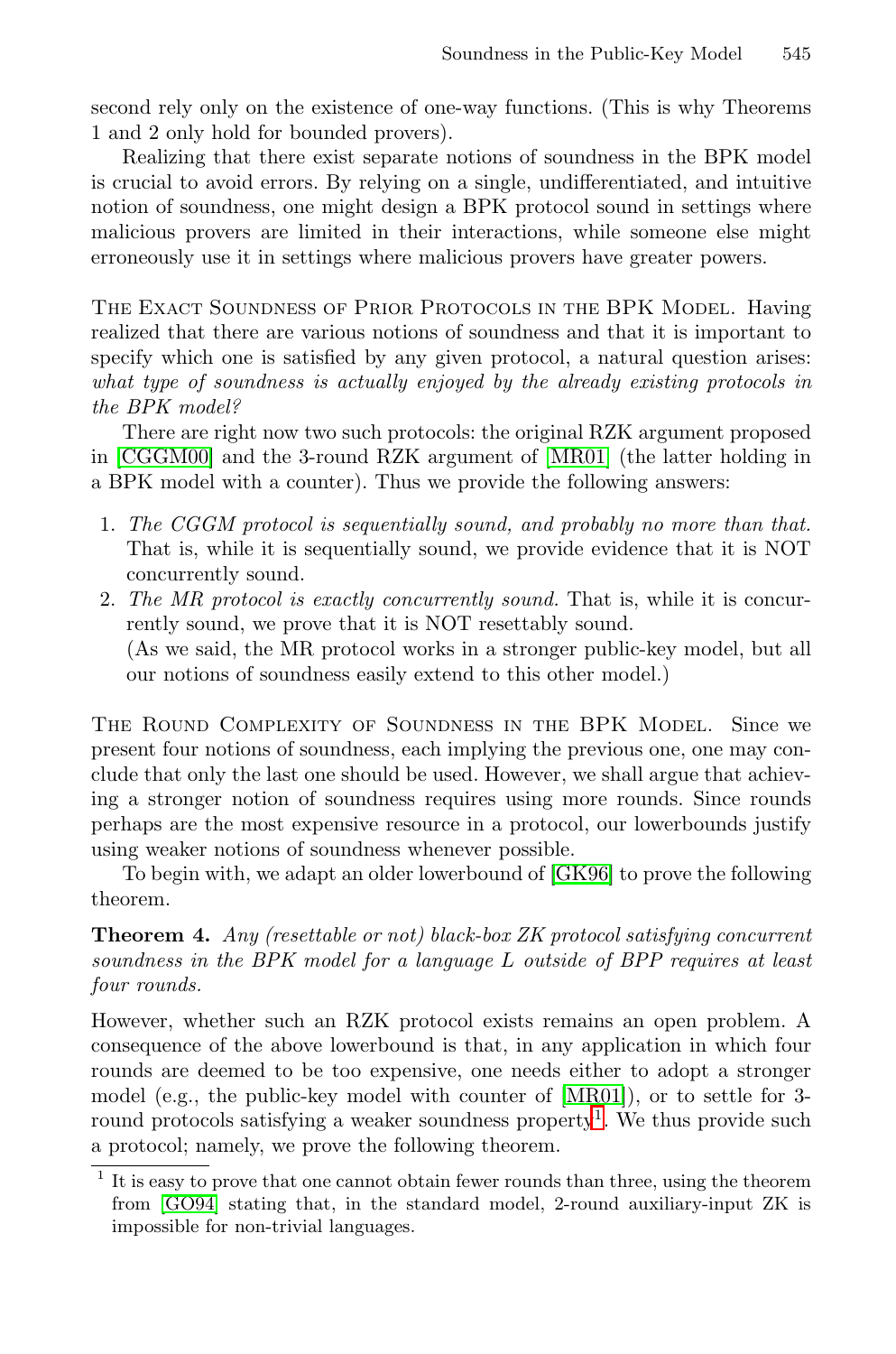second rely only on the existence of one-way functions. (This is why Theorems 1 and 2 only hold for bounded provers).

Realizing that there exist separate notions of soundness in the BPK model is crucial to avoid errors. By relying on a single, undifferentiated, and intuitive notion of soundness, one might design a BPK protocol sound in settings where malicious provers are limited in their interactions, while someone else might erroneously use it in settings where malicious provers have greater powers.

**The Exact Soundness of Prior Protocols in the BPK Model.** Having realized that there are various notions of soundness and that it is important to specify which one is satisfied by any given protocol, a natural question arises: *what type of soundness is actually enjoyed by the already existing protocols in the BPK model?*

There are right now two such protocols: the original RZK argument proposed in [CGGM00] and the 3-round RZK argument of [MR01] (the latter holding in a BPK model with a counter). Thus we provide the following answers:

1. *The CGGM protocol is sequentially sound, and probably no more than that.* That is, while it is sequentially sound, we provide evidence that it is NOT concurrently sound.
2. *The MR protocol is exactly concurrently sound.* That is, while it is concurrently sound, we prove that it is NOT resettably sound.
(As we said, the MR protocol works in a stronger public-key model, but all our notions of soundness easily extend to this other model.)

**The Round Complexity of Soundness in the BPK Model.** Since we present four notions of soundness, each implying the previous one, one may conclude that only the last one should be used. However, we shall argue that achieving a stronger notion of soundness requires using more rounds. Since rounds perhaps are the most expensive resource in a protocol, our lowerbounds justify using weaker notions of soundness whenever possible.

To begin with, we adapt an older lowerbound of [GK96] to prove the following theorem.

**Theorem 4.** *Any (resettable or not) black-box ZK protocol satisfying concurrent soundness in the BPK model for a language L outside of BPP requires at least four rounds.*

However, whether such an RZK protocol exists remains an open problem. A consequence of the above lowerbound is that, in any application in which four rounds are deemed to be too expensive, one needs either to adopt a stronger model (e.g., the public-key model with counter of [MR01]), or to settle for 3-round protocols satisfying a weaker soundness property[1]. We thus provide such a protocol; namely, we prove the following theorem.

[1] It is easy to prove that one cannot obtain fewer rounds than three, using the theorem from [GO94] stating that, in the standard model, 2-round auxiliary-input ZK is impossible for non-trivial languages.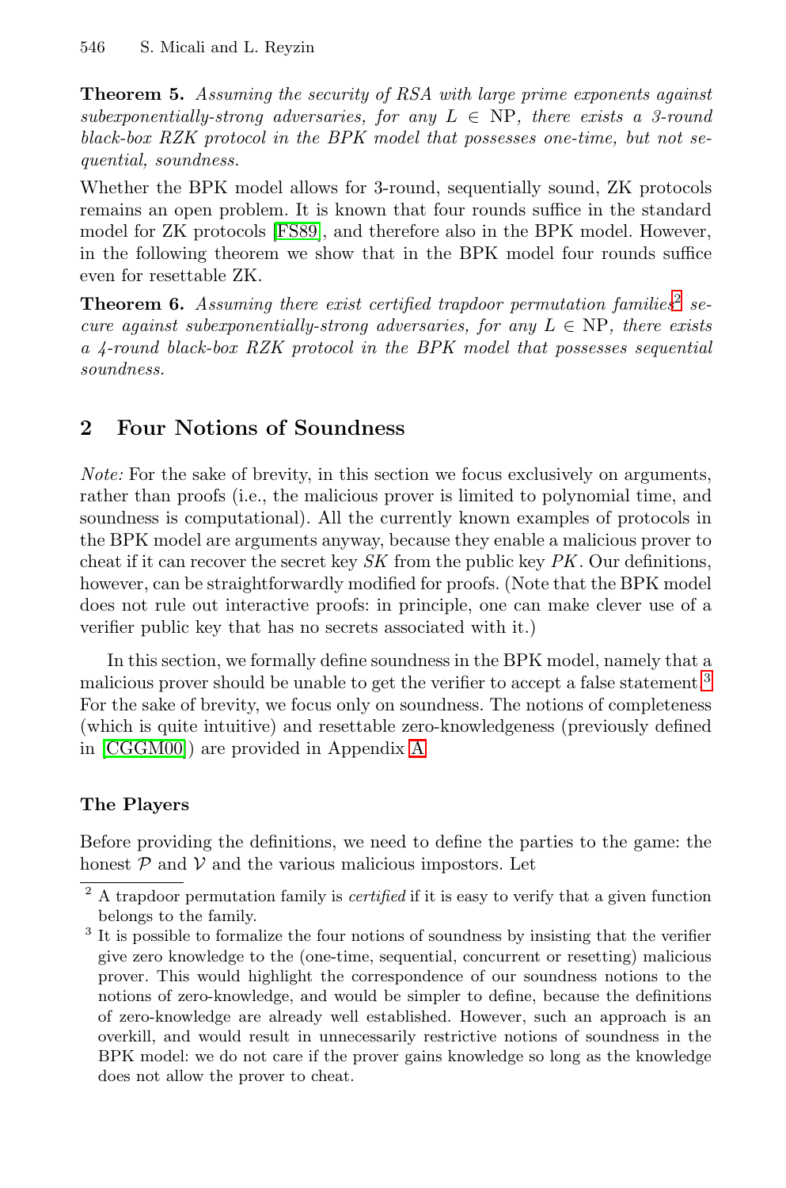**Theorem 5.** *Assuming the security of RSA with large prime exponents against subexponentially-strong adversaries, for any $L \in$ NP, there exists a 3-round black-box RZK protocol in the BPK model that possesses one-time, but not sequential, soundness.*

Whether the BPK model allows for 3-round, sequentially sound, ZK protocols remains an open problem. It is known that four rounds suffice in the standard model for ZK protocols [FS89], and therefore also in the BPK model. However, in the following theorem we show that in the BPK model four rounds suffice even for resettable ZK.

**Theorem 6.** *Assuming there exist certified trapdoor permutation families*[2] *secure against subexponentially-strong adversaries, for any $L \in$ NP, there exists a 4-round black-box RZK protocol in the BPK model that possesses sequential soundness.*

## 2 Four Notions of Soundness

*Note:* For the sake of brevity, in this section we focus exclusively on arguments, rather than proofs (i.e., the malicious prover is limited to polynomial time, and soundness is computational). All the currently known examples of protocols in the BPK model are arguments anyway, because they enable a malicious prover to cheat if it can recover the secret key *SK* from the public key *PK*. Our definitions, however, can be straightforwardly modified for proofs. (Note that the BPK model does not rule out interactive proofs: in principle, one can make clever use of a verifier public key that has no secrets associated with it.)

In this section, we formally define soundness in the BPK model, namely that a malicious prover should be unable to get the verifier to accept a false statement.[3] For the sake of brevity, we focus only on soundness. The notions of completeness (which is quite intuitive) and resettable zero-knowledgeness (previously defined in [CGGM00]) are provided in Appendix A.

### The Players

Before providing the definitions, we need to define the parties to the game: the honest $\mathcal{P}$ and $\mathcal{V}$ and the various malicious impostors. Let

[2] A trapdoor permutation family is *certified* if it is easy to verify that a given function belongs to the family.

[3] It is possible to formalize the four notions of soundness by insisting that the verifier give zero knowledge to the (one-time, sequential, concurrent or resetting) malicious prover. This would highlight the correspondence of our soundness notions to the notions of zero-knowledge, and would be simpler to define, because the definitions of zero-knowledge are already well established. However, such an approach is an overkill, and would result in unnecessarily restrictive notions of soundness in the BPK model: we do not care if the prover gains knowledge so long as the knowledge does not allow the prover to cheat.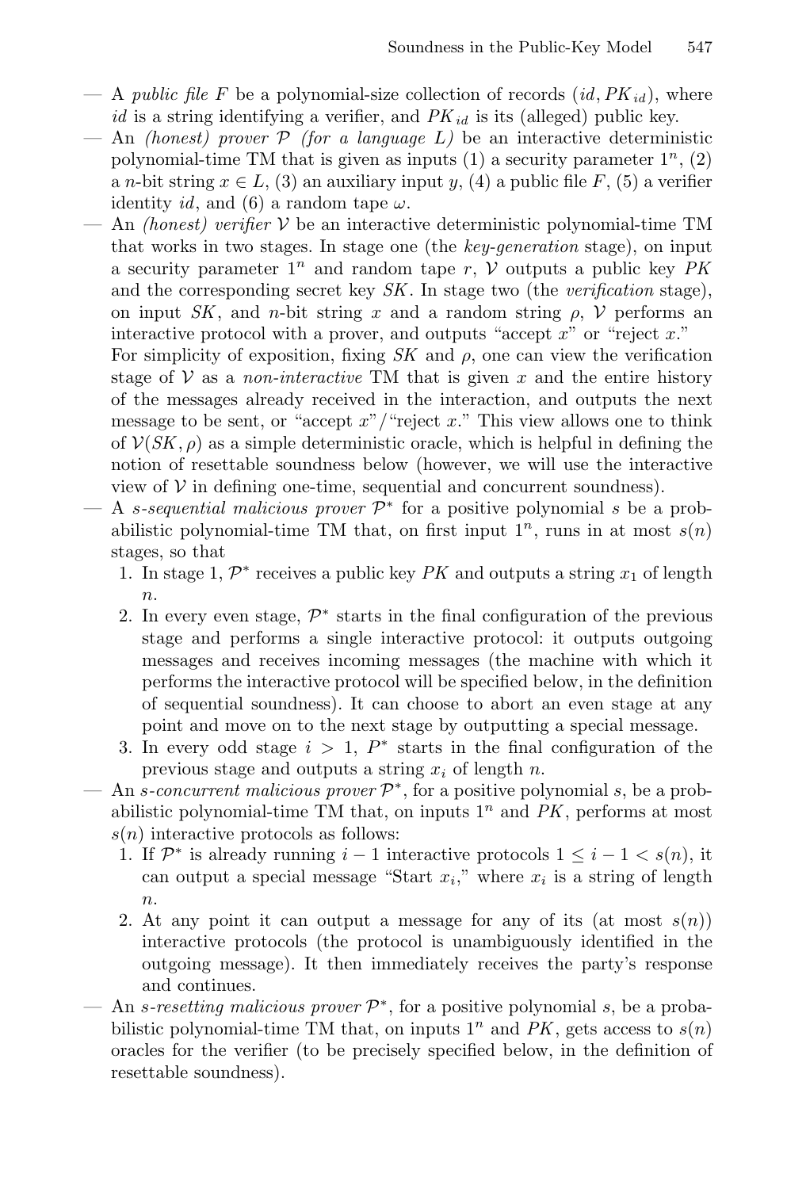- A *public file* $F$ be a polynomial-size collection of records $(id, PK_{id})$, where $id$ is a string identifying a verifier, and $PK_{id}$ is its (alleged) public key.
- An *(honest) prover* $\mathcal{P}$ *(for a language* $L$*)* be an interactive deterministic polynomial-time TM that is given as inputs (1) a security parameter $1^n$, (2) a $n$-bit string $x \in L$, (3) an auxiliary input $y$, (4) a public file $F$, (5) a verifier identity $id$, and (6) a random tape $\omega$.
- An *(honest) verifier* $\mathcal{V}$ be an interactive deterministic polynomial-time TM that works in two stages. In stage one (the *key-generation* stage), on input a security parameter $1^n$ and random tape $r$, $\mathcal{V}$ outputs a public key $PK$ and the corresponding secret key $SK$. In stage two (the *verification* stage), on input $SK$, and $n$-bit string $x$ and a random string $\rho$, $\mathcal{V}$ performs an interactive protocol with a prover, and outputs "accept $x$" or "reject $x$."

  For simplicity of exposition, fixing $SK$ and $\rho$, one can view the verification stage of $\mathcal{V}$ as a *non-interactive* TM that is given $x$ and the entire history of the messages already received in the interaction, and outputs the next message to be sent, or "accept $x$"/"reject $x$." This view allows one to think of $\mathcal{V}(SK, \rho)$ as a simple deterministic oracle, which is helpful in defining the notion of resettable soundness below (however, we will use the interactive view of $\mathcal{V}$ in defining one-time, sequential and concurrent soundness).
- A *s-sequential malicious prover* $\mathcal{P}^*$ for a positive polynomial $s$ be a probabilistic polynomial-time TM that, on first input $1^n$, runs in at most $s(n)$ stages, so that
  1. In stage 1, $\mathcal{P}^*$ receives a public key $PK$ and outputs a string $x_1$ of length $n$.
  2. In every even stage, $\mathcal{P}^*$ starts in the final configuration of the previous stage and performs a single interactive protocol: it outputs outgoing messages and receives incoming messages (the machine with which it performs the interactive protocol will be specified below, in the definition of sequential soundness). It can choose to abort an even stage at any point and move on to the next stage by outputting a special message.
  3. In every odd stage $i > 1$, $P^*$ starts in the final configuration of the previous stage and outputs a string $x_i$ of length $n$.
- An *s-concurrent malicious prover* $\mathcal{P}^*$, for a positive polynomial $s$, be a probabilistic polynomial-time TM that, on inputs $1^n$ and $PK$, performs at most $s(n)$ interactive protocols as follows:
  1. If $\mathcal{P}^*$ is already running $i-1$ interactive protocols $1 \leq i-1 < s(n)$, it can output a special message "Start $x_i$," where $x_i$ is a string of length $n$.
  2. At any point it can output a message for any of its (at most $s(n)$) interactive protocols (the protocol is unambiguously identified in the outgoing message). It then immediately receives the party's response and continues.
- An *s-resetting malicious prover* $\mathcal{P}^*$, for a positive polynomial $s$, be a probabilistic polynomial-time TM that, on inputs $1^n$ and $PK$, gets access to $s(n)$ oracles for the verifier (to be precisely specified below, in the definition of resettable soundness).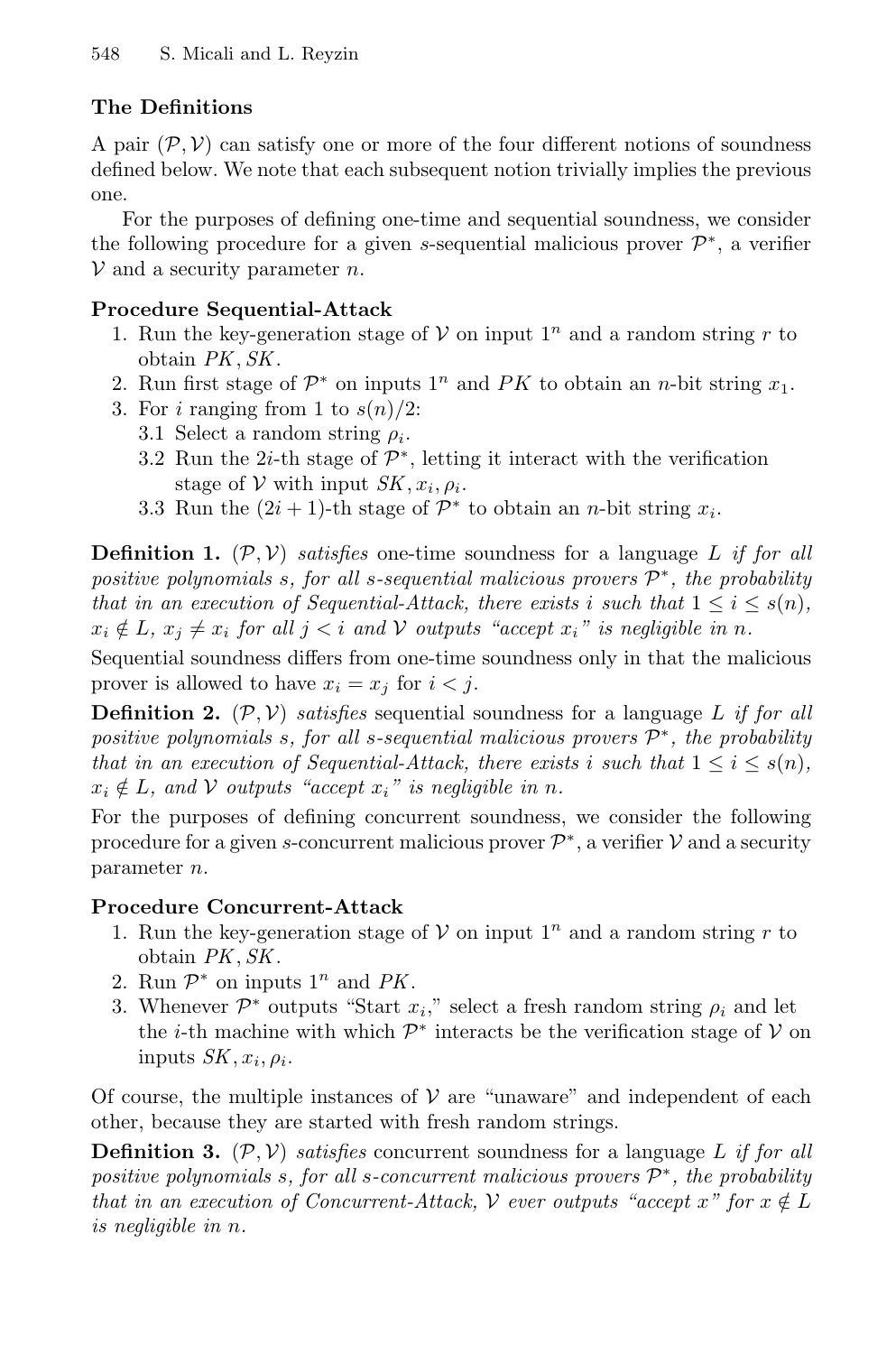### The Definitions

A pair $(\mathcal{P}, \mathcal{V})$ can satisfy one or more of the four different notions of soundness defined below. We note that each subsequent notion trivially implies the previous one.

For the purposes of defining one-time and sequential soundness, we consider the following procedure for a given $s$-sequential malicious prover $\mathcal{P}^*$, a verifier $\mathcal{V}$ and a security parameter $n$.

**Procedure Sequential-Attack**

1. Run the key-generation stage of $\mathcal{V}$ on input $1^n$ and a random string $r$ to obtain $PK, SK$.
2. Run first stage of $\mathcal{P}^*$ on inputs $1^n$ and $PK$ to obtain an $n$-bit string $x_1$.
3. For $i$ ranging from 1 to $s(n)/2$:
   - 3.1 Select a random string $\rho_i$.
   - 3.2 Run the $2i$-th stage of $\mathcal{P}^*$, letting it interact with the verification stage of $\mathcal{V}$ with input $SK, x_i, \rho_i$.
   - 3.3 Run the $(2i+1)$-th stage of $\mathcal{P}^*$ to obtain an $n$-bit string $x_i$.

**Definition 1.** $(\mathcal{P}, \mathcal{V})$ *satisfies* one-time soundness for a language $L$ *if for all positive polynomials $s$, for all $s$-sequential malicious provers $\mathcal{P}^*$, the probability that in an execution of Sequential-Attack, there exists $i$ such that $1 \leq i \leq s(n)$, $x_i \notin L$, $x_j \neq x_i$ for all $j < i$ and $\mathcal{V}$ outputs "accept $x_i$" is negligible in $n$.*

Sequential soundness differs from one-time soundness only in that the malicious prover is allowed to have $x_i = x_j$ for $i < j$.

**Definition 2.** $(\mathcal{P}, \mathcal{V})$ *satisfies* sequential soundness for a language $L$ *if for all positive polynomials $s$, for all $s$-sequential malicious provers $\mathcal{P}^*$, the probability that in an execution of Sequential-Attack, there exists $i$ such that $1 \leq i \leq s(n)$, $x_i \notin L$, and $\mathcal{V}$ outputs "accept $x_i$" is negligible in $n$.*

For the purposes of defining concurrent soundness, we consider the following procedure for a given $s$-concurrent malicious prover $\mathcal{P}^*$, a verifier $\mathcal{V}$ and a security parameter $n$.

**Procedure Concurrent-Attack**

1. Run the key-generation stage of $\mathcal{V}$ on input $1^n$ and a random string $r$ to obtain $PK, SK$.
2. Run $\mathcal{P}^*$ on inputs $1^n$ and $PK$.
3. Whenever $\mathcal{P}^*$ outputs "Start $x_i$," select a fresh random string $\rho_i$ and let the $i$-th machine with which $\mathcal{P}^*$ interacts be the verification stage of $\mathcal{V}$ on inputs $SK, x_i, \rho_i$.

Of course, the multiple instances of $\mathcal{V}$ are "unaware" and independent of each other, because they are started with fresh random strings.

**Definition 3.** $(\mathcal{P}, \mathcal{V})$ *satisfies* concurrent soundness for a language $L$ *if for all positive polynomials $s$, for all $s$-concurrent malicious provers $\mathcal{P}^*$, the probability that in an execution of Concurrent-Attack, $\mathcal{V}$ ever outputs "accept $x$" for $x \notin L$ is negligible in $n$.*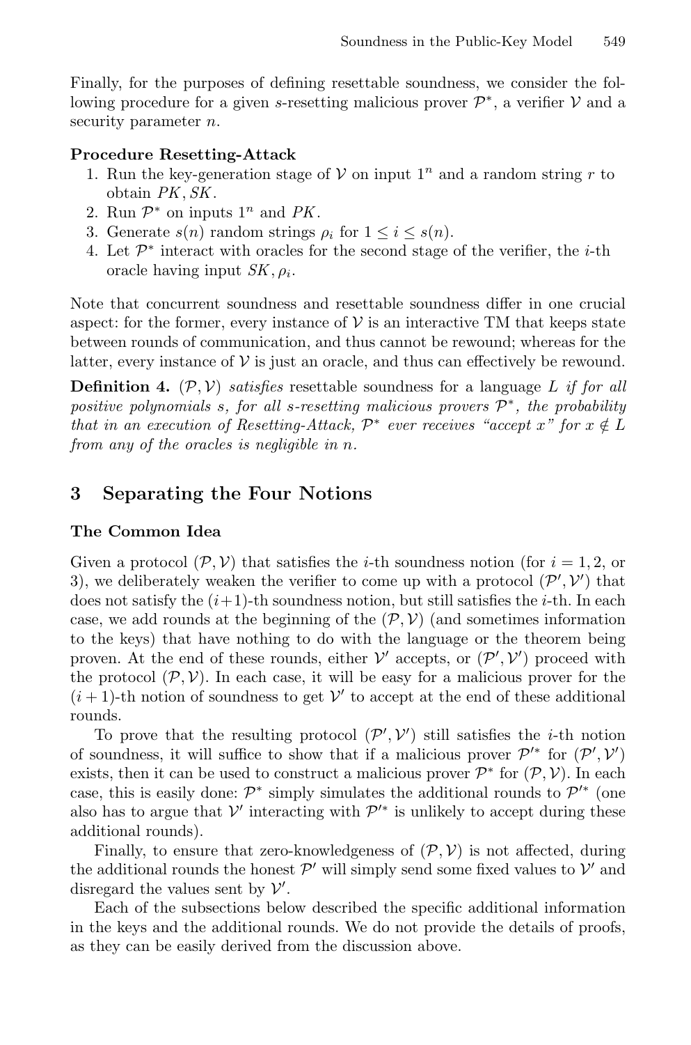Finally, for the purposes of defining resettable soundness, we consider the following procedure for a given $s$-resetting malicious prover $\mathcal{P}^*$, a verifier $\mathcal{V}$ and a security parameter $n$.

**Procedure Resetting-Attack**

1. Run the key-generation stage of $\mathcal{V}$ on input $1^n$ and a random string $r$ to obtain $PK, SK$.
2. Run $\mathcal{P}^*$ on inputs $1^n$ and $PK$.
3. Generate $s(n)$ random strings $\rho_i$ for $1 \leq i \leq s(n)$.
4. Let $\mathcal{P}^*$ interact with oracles for the second stage of the verifier, the $i$-th oracle having input $SK, \rho_i$.

Note that concurrent soundness and resettable soundness differ in one crucial aspect: for the former, every instance of $\mathcal{V}$ is an interactive TM that keeps state between rounds of communication, and thus cannot be rewound; whereas for the latter, every instance of $\mathcal{V}$ is just an oracle, and thus can effectively be rewound.

**Definition 4.** $(\mathcal{P}, \mathcal{V})$ *satisfies* resettable soundness *for a language $L$ if for all positive polynomials $s$, for all $s$-resetting malicious provers $\mathcal{P}^*$, the probability that in an execution of Resetting-Attack, $\mathcal{P}^*$ ever receives "accept $x$" for $x \notin L$ from any of the oracles is negligible in $n$.*

## 3 Separating the Four Notions

**The Common Idea**

Given a protocol $(\mathcal{P}, \mathcal{V})$ that satisfies the $i$-th soundness notion (for $i = 1, 2$, or 3), we deliberately weaken the verifier to come up with a protocol $(\mathcal{P}', \mathcal{V}')$ that does not satisfy the $(i+1)$-th soundness notion, but still satisfies the $i$-th. In each case, we add rounds at the beginning of the $(\mathcal{P}, \mathcal{V})$ (and sometimes information to the keys) that have nothing to do with the language or the theorem being proven. At the end of these rounds, either $\mathcal{V}'$ accepts, or $(\mathcal{P}', \mathcal{V}')$ proceed with the protocol $(\mathcal{P}, \mathcal{V})$. In each case, it will be easy for a malicious prover for the $(i+1)$-th notion of soundness to get $\mathcal{V}'$ to accept at the end of these additional rounds.

To prove that the resulting protocol $(\mathcal{P}', \mathcal{V}')$ still satisfies the $i$-th notion of soundness, it will suffice to show that if a malicious prover $\mathcal{P}'^*$ for $(\mathcal{P}', \mathcal{V}')$ exists, then it can be used to construct a malicious prover $\mathcal{P}^*$ for $(\mathcal{P}, \mathcal{V})$. In each case, this is easily done: $\mathcal{P}^*$ simply simulates the additional rounds to $\mathcal{P}'^*$ (one also has to argue that $\mathcal{V}'$ interacting with $\mathcal{P}'^*$ is unlikely to accept during these additional rounds).

Finally, to ensure that zero-knowledgeness of $(\mathcal{P}, \mathcal{V})$ is not affected, during the additional rounds the honest $\mathcal{P}'$ will simply send some fixed values to $\mathcal{V}'$ and disregard the values sent by $\mathcal{V}'$.

Each of the subsections below described the specific additional information in the keys and the additional rounds. We do not provide the details of proofs, as they can be easily derived from the discussion above.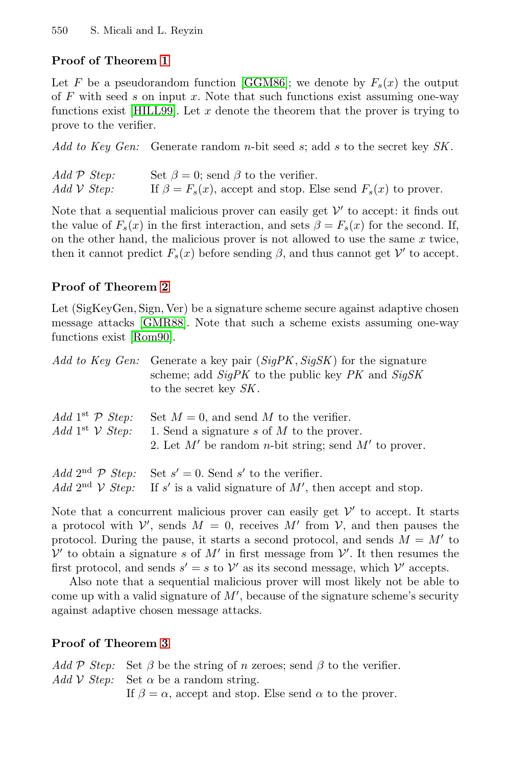**Proof of Theorem 1**

Let $F$ be a pseudorandom function [GGM86]; we denote by $F_s(x)$ the output of $F$ with seed $s$ on input $x$. Note that such functions exist assuming one-way functions exist [HILL99]. Let $x$ denote the theorem that the prover is trying to prove to the verifier.

*Add to Key Gen:* Generate random $n$-bit seed $s$; add $s$ to the secret key $SK$.

*Add $\mathcal{P}$ Step:* Set $\beta = 0$; send $\beta$ to the verifier.
*Add $\mathcal{V}$ Step:* If $\beta = F_s(x)$, accept and stop. Else send $F_s(x)$ to prover.

Note that a sequential malicious prover can easily get $\mathcal{V}'$ to accept: it finds out the value of $F_s(x)$ in the first interaction, and sets $\beta = F_s(x)$ for the second. If, on the other hand, the malicious prover is not allowed to use the same $x$ twice, then it cannot predict $F_s(x)$ before sending $\beta$, and thus cannot get $\mathcal{V}'$ to accept.

**Proof of Theorem 2**

Let (SigKeyGen, Sign, Ver) be a signature scheme secure against adaptive chosen message attacks [GMR88]. Note that such a scheme exists assuming one-way functions exist [Rom90].

*Add to Key Gen:* Generate a key pair $(SigPK, SigSK)$ for the signature scheme; add $SigPK$ to the public key $PK$ and $SigSK$ to the secret key $SK$.

*Add 1st $\mathcal{P}$ Step:* Set $M = 0$, and send $M$ to the verifier.
*Add 1st $\mathcal{V}$ Step:* 1. Send a signature $s$ of $M$ to the prover.
2. Let $M'$ be random $n$-bit string; send $M'$ to prover.

*Add 2nd $\mathcal{P}$ Step:* Set $s' = 0$. Send $s'$ to the verifier.
*Add 2nd $\mathcal{V}$ Step:* If $s'$ is a valid signature of $M'$, then accept and stop.

Note that a concurrent malicious prover can easily get $\mathcal{V}'$ to accept. It starts a protocol with $\mathcal{V}'$, sends $M = 0$, receives $M'$ from $\mathcal{V}$, and then pauses the protocol. During the pause, it starts a second protocol, and sends $M = M'$ to $\mathcal{V}'$ to obtain a signature $s$ of $M'$ in first message from $\mathcal{V}'$. It then resumes the first protocol, and sends $s' = s$ to $\mathcal{V}'$ as its second message, which $\mathcal{V}'$ accepts.

Also note that a sequential malicious prover will most likely not be able to come up with a valid signature of $M'$, because of the signature scheme's security against adaptive chosen message attacks.

**Proof of Theorem 3**

*Add $\mathcal{P}$ Step:* Set $\beta$ be the string of $n$ zeroes; send $\beta$ to the verifier.
*Add $\mathcal{V}$ Step:* Set $\alpha$ be a random string.
If $\beta = \alpha$, accept and stop. Else send $\alpha$ to the prover.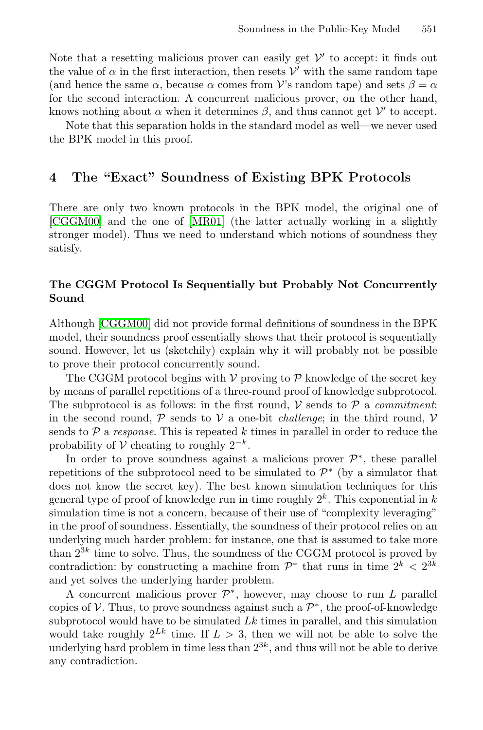Note that a resetting malicious prover can easily get $\mathcal{V}'$ to accept: it finds out the value of $\alpha$ in the first interaction, then resets $\mathcal{V}'$ with the same random tape (and hence the same $\alpha$, because $\alpha$ comes from $\mathcal{V}$'s random tape) and sets $\beta = \alpha$ for the second interaction. A concurrent malicious prover, on the other hand, knows nothing about $\alpha$ when it determines $\beta$, and thus cannot get $\mathcal{V}'$ to accept.

Note that this separation holds in the standard model as well—we never used the BPK model in this proof.

## 4 The "Exact" Soundness of Existing BPK Protocols

There are only two known protocols in the BPK model, the original one of [CGGM00] and the one of [MR01] (the latter actually working in a slightly stronger model). Thus we need to understand which notions of soundness they satisfy.

### The CGGM Protocol Is Sequentially but Probably Not Concurrently Sound

Although [CGGM00] did not provide formal definitions of soundness in the BPK model, their soundness proof essentially shows that their protocol is sequentially sound. However, let us (sketchily) explain why it will probably not be possible to prove their protocol concurrently sound.

The CGGM protocol begins with $\mathcal{V}$ proving to $\mathcal{P}$ knowledge of the secret key by means of parallel repetitions of a three-round proof of knowledge subprotocol. The subprotocol is as follows: in the first round, $\mathcal{V}$ sends to $\mathcal{P}$ a *commitment*; in the second round, $\mathcal{P}$ sends to $\mathcal{V}$ a one-bit *challenge*; in the third round, $\mathcal{V}$ sends to $\mathcal{P}$ a *response*. This is repeated $k$ times in parallel in order to reduce the probability of $\mathcal{V}$ cheating to roughly $2^{-k}$.

In order to prove soundness against a malicious prover $\mathcal{P}^*$, these parallel repetitions of the subprotocol need to be simulated to $\mathcal{P}^*$ (by a simulator that does not know the secret key). The best known simulation techniques for this general type of proof of knowledge run in time roughly $2^k$. This exponential in $k$ simulation time is not a concern, because of their use of "complexity leveraging" in the proof of soundness. Essentially, the soundness of their protocol relies on an underlying much harder problem: for instance, one that is assumed to take more than $2^{3k}$ time to solve. Thus, the soundness of the CGGM protocol is proved by contradiction: by constructing a machine from $\mathcal{P}^*$ that runs in time $2^k < 2^{3k}$ and yet solves the underlying harder problem.

A concurrent malicious prover $\mathcal{P}^*$, however, may choose to run $L$ parallel copies of $\mathcal{V}$. Thus, to prove soundness against such a $\mathcal{P}^*$, the proof-of-knowledge subprotocol would have to be simulated $Lk$ times in parallel, and this simulation would take roughly $2^{Lk}$ time. If $L > 3$, then we will not be able to solve the underlying hard problem in time less than $2^{3k}$, and thus will not be able to derive any contradiction.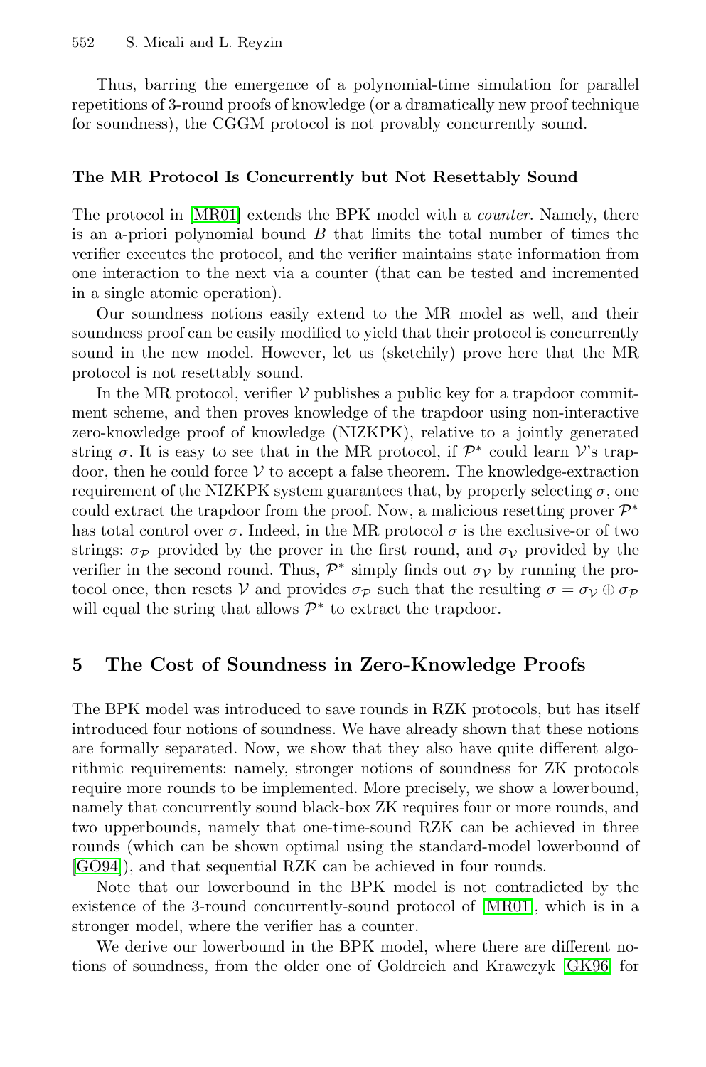Thus, barring the emergence of a polynomial-time simulation for parallel repetitions of 3-round proofs of knowledge (or a dramatically new proof technique for soundness), the CGGM protocol is not provably concurrently sound.

**The MR Protocol Is Concurrently but Not Resettably Sound**

The protocol in [MR01] extends the BPK model with a *counter*. Namely, there is an a-priori polynomial bound $B$ that limits the total number of times the verifier executes the protocol, and the verifier maintains state information from one interaction to the next via a counter (that can be tested and incremented in a single atomic operation).

Our soundness notions easily extend to the MR model as well, and their soundness proof can be easily modified to yield that their protocol is concurrently sound in the new model. However, let us (sketchily) prove here that the MR protocol is not resettably sound.

In the MR protocol, verifier $\mathcal{V}$ publishes a public key for a trapdoor commitment scheme, and then proves knowledge of the trapdoor using non-interactive zero-knowledge proof of knowledge (NIZKPK), relative to a jointly generated string $\sigma$. It is easy to see that in the MR protocol, if $\mathcal{P}^*$ could learn $\mathcal{V}$'s trapdoor, then he could force $\mathcal{V}$ to accept a false theorem. The knowledge-extraction requirement of the NIZKPK system guarantees that, by properly selecting $\sigma$, one could extract the trapdoor from the proof. Now, a malicious resetting prover $\mathcal{P}^*$ has total control over $\sigma$. Indeed, in the MR protocol $\sigma$ is the exclusive-or of two strings: $\sigma_{\mathcal{P}}$ provided by the prover in the first round, and $\sigma_{\mathcal{V}}$ provided by the verifier in the second round. Thus, $\mathcal{P}^*$ simply finds out $\sigma_{\mathcal{V}}$ by running the protocol once, then resets $\mathcal{V}$ and provides $\sigma_{\mathcal{P}}$ such that the resulting $\sigma = \sigma_{\mathcal{V}} \oplus \sigma_{\mathcal{P}}$ will equal the string that allows $\mathcal{P}^*$ to extract the trapdoor.

## 5 The Cost of Soundness in Zero-Knowledge Proofs

The BPK model was introduced to save rounds in RZK protocols, but has itself introduced four notions of soundness. We have already shown that these notions are formally separated. Now, we show that they also have quite different algorithmic requirements: namely, stronger notions of soundness for ZK protocols require more rounds to be implemented. More precisely, we show a lowerbound, namely that concurrently sound black-box ZK requires four or more rounds, and two upperbounds, namely that one-time-sound RZK can be achieved in three rounds (which can be shown optimal using the standard-model lowerbound of [GO94]), and that sequential RZK can be achieved in four rounds.

Note that our lowerbound in the BPK model is not contradicted by the existence of the 3-round concurrently-sound protocol of [MR01], which is in a stronger model, where the verifier has a counter.

We derive our lowerbound in the BPK model, where there are different notions of soundness, from the older one of Goldreich and Krawczyk [GK96] for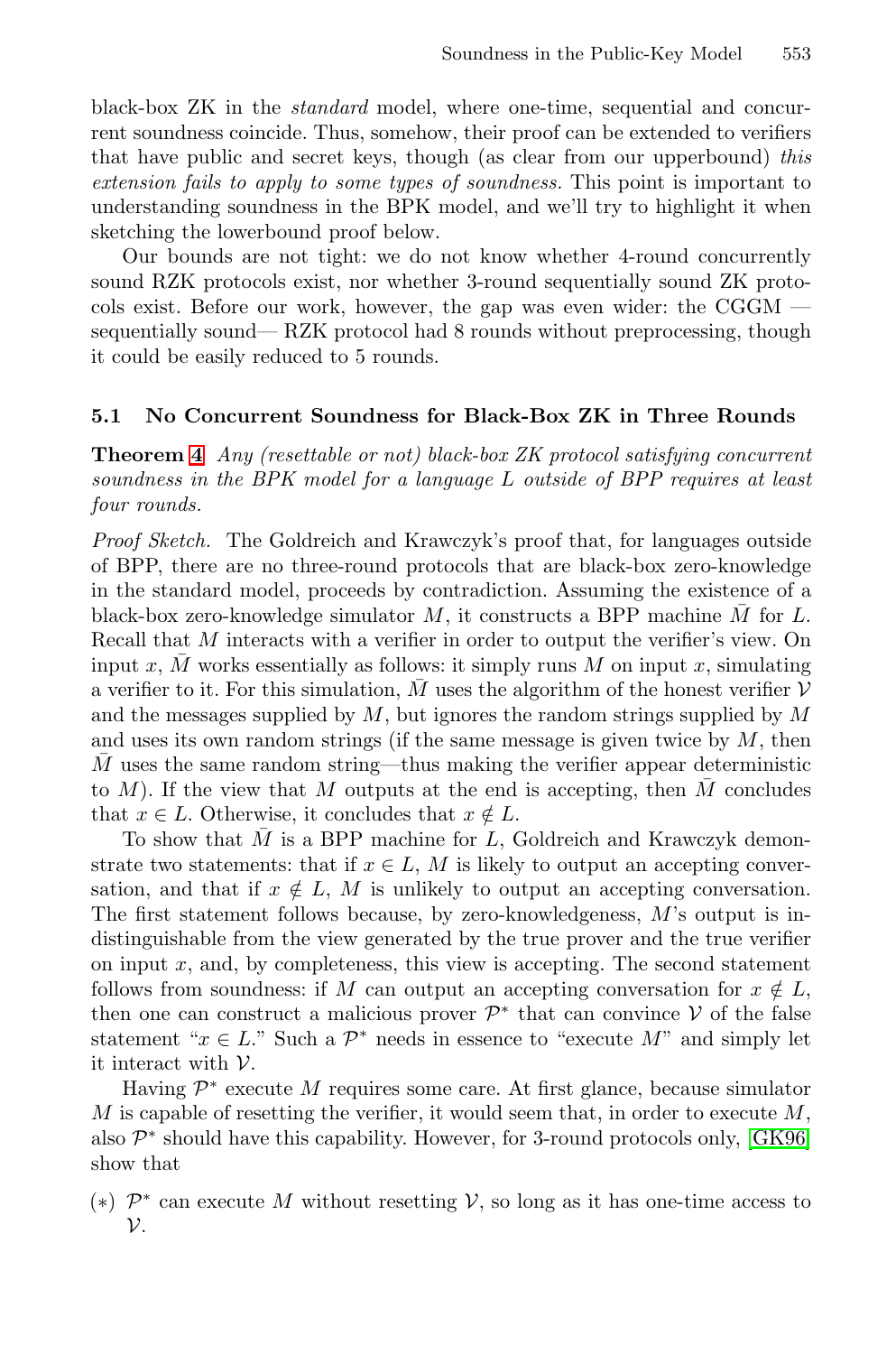black-box ZK in the *standard* model, where one-time, sequential and concurrent soundness coincide. Thus, somehow, their proof can be extended to verifiers that have public and secret keys, though (as clear from our upperbound) *this extension fails to apply to some types of soundness.* This point is important to understanding soundness in the BPK model, and we'll try to highlight it when sketching the lowerbound proof below.

Our bounds are not tight: we do not know whether 4-round concurrently sound RZK protocols exist, nor whether 3-round sequentially sound ZK protocols exist. Before our work, however, the gap was even wider: the CGGM — sequentially sound— RZK protocol had 8 rounds without preprocessing, though it could be easily reduced to 5 rounds.

### 5.1 No Concurrent Soundness for Black-Box ZK in Three Rounds

**Theorem 4** *Any (resettable or not) black-box ZK protocol satisfying concurrent soundness in the BPK model for a language $L$ outside of BPP requires at least four rounds.*

*Proof Sketch.* The Goldreich and Krawczyk's proof that, for languages outside of BPP, there are no three-round protocols that are black-box zero-knowledge in the standard model, proceeds by contradiction. Assuming the existence of a black-box zero-knowledge simulator $M$, it constructs a BPP machine $\bar{M}$ for $L$. Recall that $M$ interacts with a verifier in order to output the verifier's view. On input $x$, $\bar{M}$ works essentially as follows: it simply runs $M$ on input $x$, simulating a verifier to it. For this simulation, $\bar{M}$ uses the algorithm of the honest verifier $\mathcal{V}$ and the messages supplied by $M$, but ignores the random strings supplied by $M$ and uses its own random strings (if the same message is given twice by $M$, then $\bar{M}$ uses the same random string—thus making the verifier appear deterministic to $M$). If the view that $M$ outputs at the end is accepting, then $\bar{M}$ concludes that $x \in L$. Otherwise, it concludes that $x \notin L$.

To show that $\bar{M}$ is a BPP machine for $L$, Goldreich and Krawczyk demonstrate two statements: that if $x \in L$, $M$ is likely to output an accepting conversation, and that if $x \notin L$, $M$ is unlikely to output an accepting conversation. The first statement follows because, by zero-knowledgeness, $M$'s output is indistinguishable from the view generated by the true prover and the true verifier on input $x$, and, by completeness, this view is accepting. The second statement follows from soundness: if $M$ can output an accepting conversation for $x \notin L$, then one can construct a malicious prover $\mathcal{P}^*$ that can convince $\mathcal{V}$ of the false statement "$x \in L$." Such a $\mathcal{P}^*$ needs in essence to "execute $M$" and simply let it interact with $\mathcal{V}$.

Having $\mathcal{P}^*$ execute $M$ requires some care. At first glance, because simulator $M$ is capable of resetting the verifier, it would seem that, in order to execute $M$, also $\mathcal{P}^*$ should have this capability. However, for 3-round protocols only, [GK96] show that

(∗) $\mathcal{P}^*$ can execute $M$ without resetting $\mathcal{V}$, so long as it has one-time access to $\mathcal{V}$.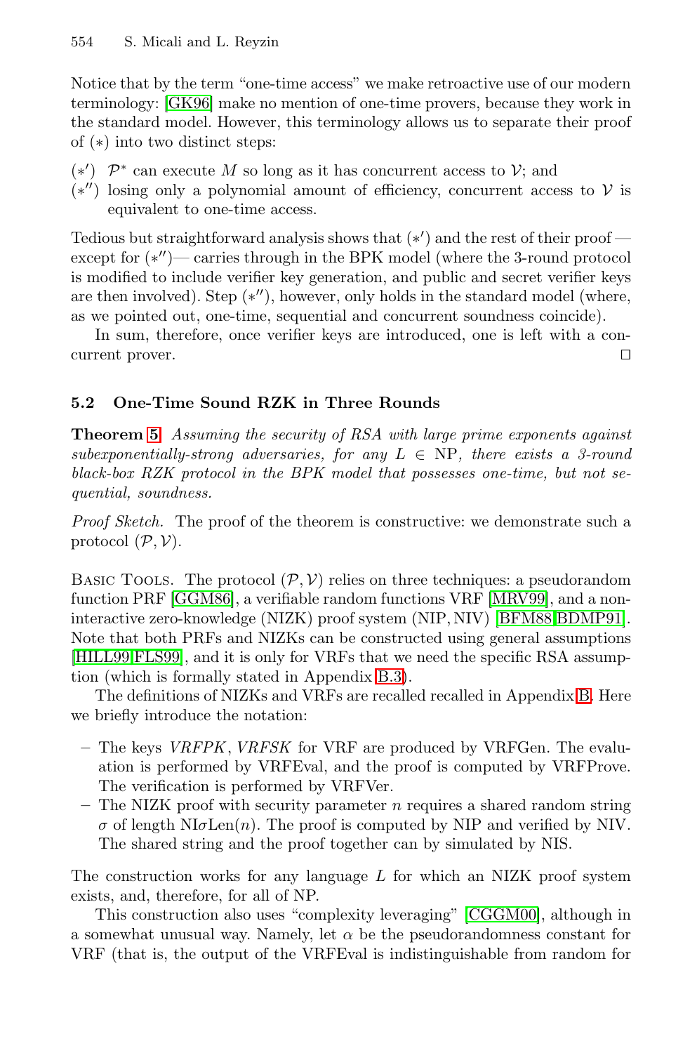Notice that by the term "one-time access" we make retroactive use of our modern terminology: [GK96] make no mention of one-time provers, because they work in the standard model. However, this terminology allows us to separate their proof of $(*)$ into two distinct steps:

- $(*')$ $\mathcal{P}^*$ can execute $M$ so long as it has concurrent access to $\mathcal{V}$; and
- $(*'')$ losing only a polynomial amount of efficiency, concurrent access to $\mathcal{V}$ is equivalent to one-time access.

Tedious but straightforward analysis shows that $(*')$ and the rest of their proof — except for $(*'')$— carries through in the BPK model (where the 3-round protocol is modified to include verifier key generation, and public and secret verifier keys are then involved). Step $(*'')$, however, only holds in the standard model (where, as we pointed out, one-time, sequential and concurrent soundness coincide).

In sum, therefore, once verifier keys are introduced, one is left with a concurrent prover. □

### 5.2 One-Time Sound RZK in Three Rounds

**Theorem 5.** *Assuming the security of RSA with large prime exponents against subexponentially-strong adversaries, for any $L \in$ NP, there exists a 3-round black-box RZK protocol in the BPK model that possesses one-time, but not sequential, soundness.*

*Proof Sketch.* The proof of the theorem is constructive: we demonstrate such a protocol $(\mathcal{P}, \mathcal{V})$.

Basic Tools. The protocol $(\mathcal{P}, \mathcal{V})$ relies on three techniques: a pseudorandom function PRF [GGM86], a verifiable random functions VRF [MRV99], and a non-interactive zero-knowledge (NIZK) proof system (NIP, NIV) [BFM88,BDMP91]. Note that both PRFs and NIZKs can be constructed using general assumptions [HILL99,FLS99], and it is only for VRFs that we need the specific RSA assumption (which is formally stated in Appendix B.3).

The definitions of NIZKs and VRFs are recalled recalled in Appendix B. Here we briefly introduce the notation:

- The keys *VRFPK*, *VRFSK* for VRF are produced by VRFGen. The evaluation is performed by VRFEval, and the proof is computed by VRFProve. The verification is performed by VRFVer.
- The NIZK proof with security parameter $n$ requires a shared random string $\sigma$ of length NI$\sigma$Len$(n)$. The proof is computed by NIP and verified by NIV. The shared string and the proof together can by simulated by NIS.

The construction works for any language $L$ for which an NIZK proof system exists, and, therefore, for all of NP.

This construction also uses "complexity leveraging" [CGGM00], although in a somewhat unusual way. Namely, let $\alpha$ be the pseudorandomness constant for VRF (that is, the output of the VRFEval is indistinguishable from random for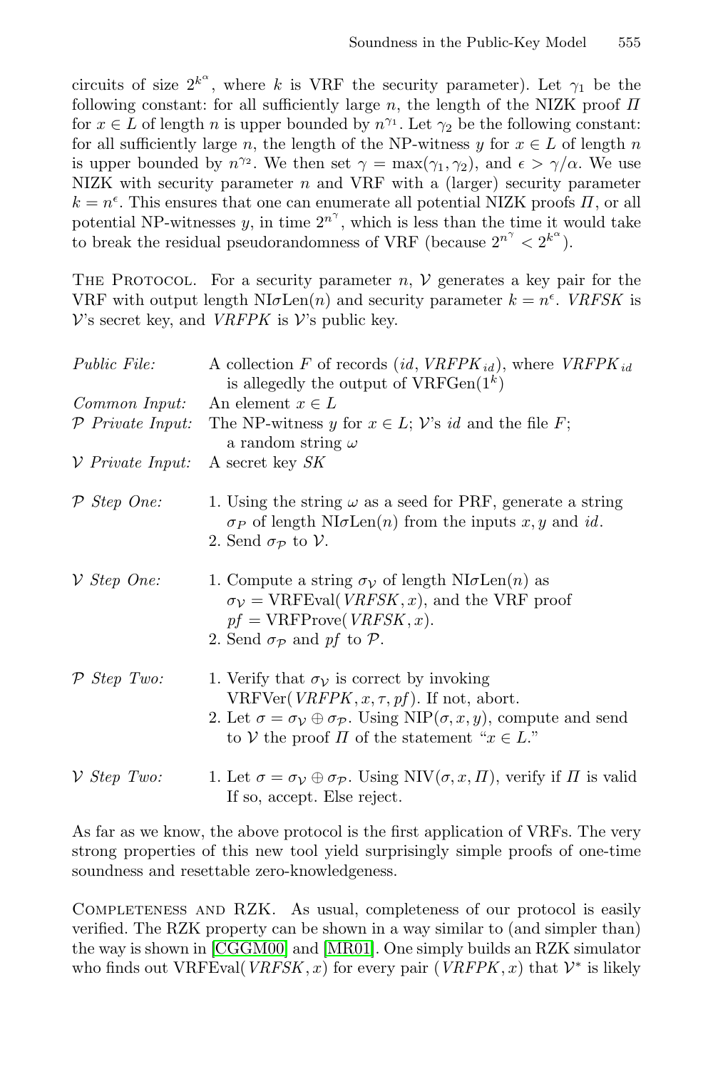circuits of size $2^{k^\alpha}$, where $k$ is VRF the security parameter). Let $\gamma_1$ be the following constant: for all sufficiently large $n$, the length of the NIZK proof $\Pi$ for $x \in L$ of length $n$ is upper bounded by $n^{\gamma_1}$. Let $\gamma_2$ be the following constant: for all sufficiently large $n$, the length of the NP-witness $y$ for $x \in L$ of length $n$ is upper bounded by $n^{\gamma_2}$. We then set $\gamma = \max(\gamma_1, \gamma_2)$, and $\epsilon > \gamma/\alpha$. We use NIZK with security parameter $n$ and VRF with a (larger) security parameter $k = n^\epsilon$. This ensures that one can enumerate all potential NIZK proofs $\Pi$, or all potential NP-witnesses $y$, in time $2^{n^\gamma}$, which is less than the time it would take to break the residual pseudorandomness of VRF (because $2^{n^\gamma} < 2^{k^\alpha}$).

The Protocol. For a security parameter $n$, $\mathcal{V}$ generates a key pair for the VRF with output length $\mathrm{NI}\sigma\mathrm{Len}(n)$ and security parameter $k = n^\epsilon$. *VRFSK* is $\mathcal{V}$'s secret key, and *VRFPK* is $\mathcal{V}$'s public key.

*Public File:* A collection $F$ of records $(id, \mathit{VRFPK}_{id})$, where $\mathit{VRFPK}_{id}$ is allegedly the output of $\mathrm{VRFGen}(1^k)$

*Common Input:* An element $x \in L$

*$\mathcal{P}$ Private Input:* The NP-witness $y$ for $x \in L$; $\mathcal{V}$'s $id$ and the file $F$; a random string $\omega$

*$\mathcal{V}$ Private Input:* A secret key $SK$

*$\mathcal{P}$ Step One:*
1. Using the string $\omega$ as a seed for PRF, generate a string $\sigma_P$ of length $\mathrm{NI}\sigma\mathrm{Len}(n)$ from the inputs $x, y$ and $id$.
2. Send $\sigma_{\mathcal{P}}$ to $\mathcal{V}$.

*$\mathcal{V}$ Step One:*
1. Compute a string $\sigma_{\mathcal{V}}$ of length $\mathrm{NI}\sigma\mathrm{Len}(n)$ as $\sigma_{\mathcal{V}} = \mathrm{VRFEval}(\mathit{VRFSK}, x)$, and the VRF proof $pf = \mathrm{VRFProve}(\mathit{VRFSK}, x)$.
2. Send $\sigma_{\mathcal{P}}$ and $pf$ to $\mathcal{P}$.

*$\mathcal{P}$ Step Two:*
1. Verify that $\sigma_{\mathcal{V}}$ is correct by invoking $\mathrm{VRFVer}(\mathit{VRFPK}, x, \tau, pf)$. If not, abort.
2. Let $\sigma = \sigma_{\mathcal{V}} \oplus \sigma_{\mathcal{P}}$. Using $\mathrm{NIP}(\sigma, x, y)$, compute and send to $\mathcal{V}$ the proof $\Pi$ of the statement "$x \in L$."

*$\mathcal{V}$ Step Two:*
1. Let $\sigma = \sigma_{\mathcal{V}} \oplus \sigma_{\mathcal{P}}$. Using $\mathrm{NIV}(\sigma, x, \Pi)$, verify if $\Pi$ is valid If so, accept. Else reject.

As far as we know, the above protocol is the first application of VRFs. The very strong properties of this new tool yield surprisingly simple proofs of one-time soundness and resettable zero-knowledgeness.

Completeness and RZK. As usual, completeness of our protocol is easily verified. The RZK property can be shown in a way similar to (and simpler than) the way is shown in [CGGM00] and [MR01]. One simply builds an RZK simulator who finds out $\mathrm{VRFEval}(\mathit{VRFSK}, x)$ for every pair $(\mathit{VRFPK}, x)$ that $\mathcal{V}^*$ is likely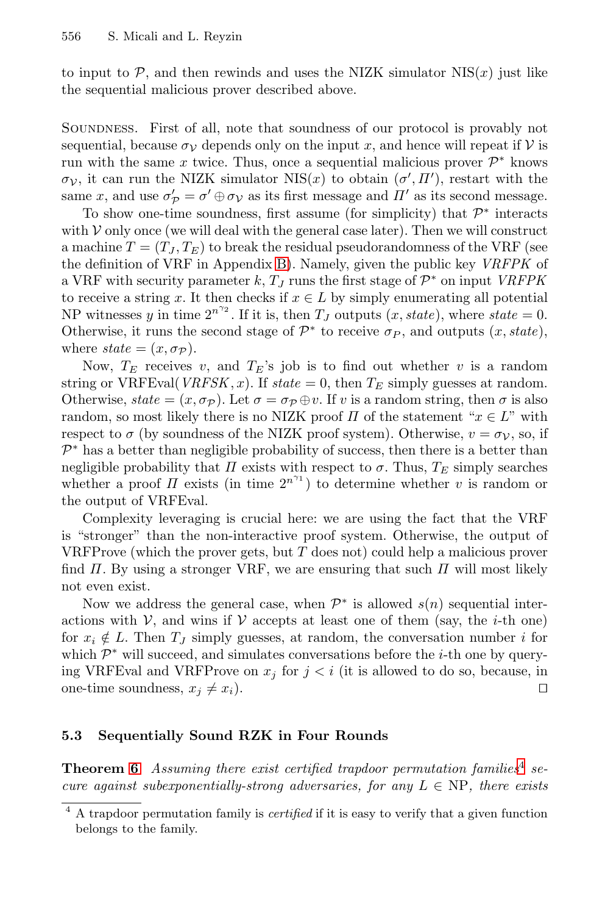to input to $\mathcal{P}$, and then rewinds and uses the NIZK simulator NIS($x$) just like the sequential malicious prover described above.

Soundness. First of all, note that soundness of our protocol is provably not sequential, because $\sigma_{\mathcal{V}}$ depends only on the input $x$, and hence will repeat if $\mathcal{V}$ is run with the same $x$ twice. Thus, once a sequential malicious prover $\mathcal{P}^*$ knows $\sigma_{\mathcal{V}}$, it can run the NIZK simulator NIS($x$) to obtain $(\sigma', \Pi')$, restart with the same $x$, and use $\sigma'_{\mathcal{P}} = \sigma' \oplus \sigma_{\mathcal{V}}$ as its first message and $\Pi'$ as its second message.

To show one-time soundness, first assume (for simplicity) that $\mathcal{P}^*$ interacts with $\mathcal{V}$ only once (we will deal with the general case later). Then we will construct a machine $T = (T_J, T_E)$ to break the residual pseudorandomness of the VRF (see the definition of VRF in Appendix B). Namely, given the public key *VRFPK* of a VRF with security parameter $k$, $T_J$ runs the first stage of $\mathcal{P}^*$ on input *VRFPK* to receive a string $x$. It then checks if $x \in L$ by simply enumerating all potential NP witnesses $y$ in time $2^{n^{\gamma_2}}$. If it is, then $T_J$ outputs $(x, state)$, where $state = 0$. Otherwise, it runs the second stage of $\mathcal{P}^*$ to receive $\sigma_P$, and outputs $(x, state)$, where $state = (x, \sigma_{\mathcal{P}})$.

Now, $T_E$ receives $v$, and $T_E$'s job is to find out whether $v$ is a random string or VRFEval(*VRFSK*, $x$). If $state = 0$, then $T_E$ simply guesses at random. Otherwise, $state = (x, \sigma_{\mathcal{P}})$. Let $\sigma = \sigma_{\mathcal{P}} \oplus v$. If $v$ is a random string, then $\sigma$ is also random, so most likely there is no NIZK proof $\Pi$ of the statement "$x \in L$" with respect to $\sigma$ (by soundness of the NIZK proof system). Otherwise, $v = \sigma_{\mathcal{V}}$, so, if $\mathcal{P}^*$ has a better than negligible probability of success, then there is a better than negligible probability that $\Pi$ exists with respect to $\sigma$. Thus, $T_E$ simply searches whether a proof $\Pi$ exists (in time $2^{n^{\gamma_1}}$) to determine whether $v$ is random or the output of VRFEval.

Complexity leveraging is crucial here: we are using the fact that the VRF is "stronger" than the non-interactive proof system. Otherwise, the output of VRFProve (which the prover gets, but $T$ does not) could help a malicious prover find $\Pi$. By using a stronger VRF, we are ensuring that such $\Pi$ will most likely not even exist.

Now we address the general case, when $\mathcal{P}^*$ is allowed $s(n)$ sequential interactions with $\mathcal{V}$, and wins if $\mathcal{V}$ accepts at least one of them (say, the $i$-th one) for $x_i \notin L$. Then $T_J$ simply guesses, at random, the conversation number $i$ for which $\mathcal{P}^*$ will succeed, and simulates conversations before the $i$-th one by querying VRFEval and VRFProve on $x_j$ for $j < i$ (it is allowed to do so, because, in one-time soundness, $x_j \neq x_i$). □

### 5.3 Sequentially Sound RZK in Four Rounds

**Theorem 6** *Assuming there exist certified trapdoor permutation families[4] secure against subexponentially-strong adversaries, for any $L \in$ NP, there exists*

[4] A trapdoor permutation family is *certified* if it is easy to verify that a given function belongs to the family.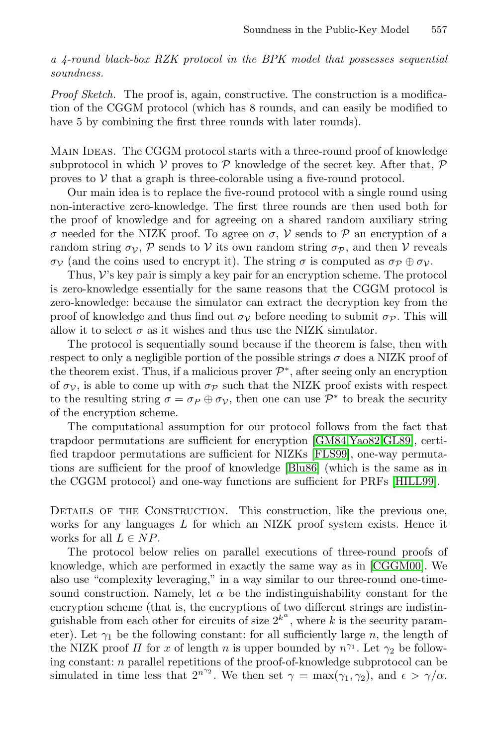*a 4-round black-box RZK protocol in the BPK model that possesses sequential soundness.*

*Proof Sketch.* The proof is, again, constructive. The construction is a modification of the CGGM protocol (which has 8 rounds, and can easily be modified to have 5 by combining the first three rounds with later rounds).

Main Ideas. The CGGM protocol starts with a three-round proof of knowledge subprotocol in which $\mathcal{V}$ proves to $\mathcal{P}$ knowledge of the secret key. After that, $\mathcal{P}$ proves to $\mathcal{V}$ that a graph is three-colorable using a five-round protocol.

Our main idea is to replace the five-round protocol with a single round using non-interactive zero-knowledge. The first three rounds are then used both for the proof of knowledge and for agreeing on a shared random auxiliary string $\sigma$ needed for the NIZK proof. To agree on $\sigma$, $\mathcal{V}$ sends to $\mathcal{P}$ an encryption of a random string $\sigma_{\mathcal{V}}$, $\mathcal{P}$ sends to $\mathcal{V}$ its own random string $\sigma_{\mathcal{P}}$, and then $\mathcal{V}$ reveals $\sigma_{\mathcal{V}}$ (and the coins used to encrypt it). The string $\sigma$ is computed as $\sigma_{\mathcal{P}} \oplus \sigma_{\mathcal{V}}$.

Thus, $\mathcal{V}$'s key pair is simply a key pair for an encryption scheme. The protocol is zero-knowledge essentially for the same reasons that the CGGM protocol is zero-knowledge: because the simulator can extract the decryption key from the proof of knowledge and thus find out $\sigma_{\mathcal{V}}$ before needing to submit $\sigma_{\mathcal{P}}$. This will allow it to select $\sigma$ as it wishes and thus use the NIZK simulator.

The protocol is sequentially sound because if the theorem is false, then with respect to only a negligible portion of the possible strings $\sigma$ does a NIZK proof of the theorem exist. Thus, if a malicious prover $\mathcal{P}^*$, after seeing only an encryption of $\sigma_{\mathcal{V}}$, is able to come up with $\sigma_{\mathcal{P}}$ such that the NIZK proof exists with respect to the resulting string $\sigma = \sigma_P \oplus \sigma_{\mathcal{V}}$, then one can use $\mathcal{P}^*$ to break the security of the encryption scheme.

The computational assumption for our protocol follows from the fact that trapdoor permutations are sufficient for encryption [GM84,Yao82,GL89], certified trapdoor permutations are sufficient for NIZKs [FLS99], one-way permutations are sufficient for the proof of knowledge [Blu86] (which is the same as in the CGGM protocol) and one-way functions are sufficient for PRFs [HILL99].

Details of the Construction. This construction, like the previous one, works for any languages $L$ for which an NIZK proof system exists. Hence it works for all $L \in NP$.

The protocol below relies on parallel executions of three-round proofs of knowledge, which are performed in exactly the same way as in [CGGM00]. We also use "complexity leveraging," in a way similar to our three-round one-time-sound construction. Namely, let $\alpha$ be the indistinguishability constant for the encryption scheme (that is, the encryptions of two different strings are indistinguishable from each other for circuits of size $2^{k^\alpha}$, where $k$ is the security parameter). Let $\gamma_1$ be the following constant: for all sufficiently large $n$, the length of the NIZK proof $\Pi$ for $x$ of length $n$ is upper bounded by $n^{\gamma_1}$. Let $\gamma_2$ be following constant: $n$ parallel repetitions of the proof-of-knowledge subprotocol can be simulated in time less that $2^{n^{\gamma_2}}$. We then set $\gamma = \max(\gamma_1, \gamma_2)$, and $\epsilon > \gamma/\alpha$.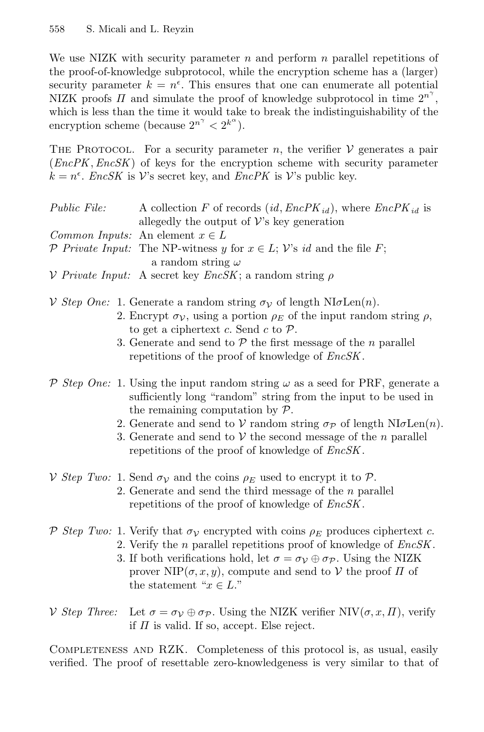We use NIZK with security parameter $n$ and perform $n$ parallel repetitions of the proof-of-knowledge subprotocol, while the encryption scheme has a (larger) security parameter $k = n^\epsilon$. This ensures that one can enumerate all potential NIZK proofs $\Pi$ and simulate the proof of knowledge subprotocol in time $2^{n^\gamma}$, which is less than the time it would take to break the indistinguishability of the encryption scheme (because $2^{n^\gamma} < 2^{k^\alpha}$).

The Protocol. For a security parameter $n$, the verifier $\mathcal{V}$ generates a pair $(EncPK, EncSK)$ of keys for the encryption scheme with security parameter $k = n^\epsilon$. $EncSK$ is $\mathcal{V}$'s secret key, and $EncPK$ is $\mathcal{V}$'s public key.

*Public File:* A collection $F$ of records $(id, EncPK_{id})$, where $EncPK_{id}$ is allegedly the output of $\mathcal{V}$'s key generation

*Common Inputs:* An element $x \in L$

*$\mathcal{P}$ Private Input:* The NP-witness $y$ for $x \in L$; $\mathcal{V}$'s $id$ and the file $F$; a random string $\omega$

*$\mathcal{V}$ Private Input:* A secret key $EncSK$; a random string $\rho$

*$\mathcal{V}$ Step One:*
1. Generate a random string $\sigma_{\mathcal{V}}$ of length NI$\sigma$Len$(n)$.
2. Encrypt $\sigma_{\mathcal{V}}$, using a portion $\rho_E$ of the input random string $\rho$, to get a ciphertext $c$. Send $c$ to $\mathcal{P}$.
3. Generate and send to $\mathcal{P}$ the first message of the $n$ parallel repetitions of the proof of knowledge of $EncSK$.

*$\mathcal{P}$ Step One:*
1. Using the input random string $\omega$ as a seed for PRF, generate a sufficiently long "random" string from the input to be used in the remaining computation by $\mathcal{P}$.
2. Generate and send to $\mathcal{V}$ random string $\sigma_{\mathcal{P}}$ of length NI$\sigma$Len$(n)$.
3. Generate and send to $\mathcal{V}$ the second message of the $n$ parallel repetitions of the proof of knowledge of $EncSK$.

*$\mathcal{V}$ Step Two:*
1. Send $\sigma_{\mathcal{V}}$ and the coins $\rho_E$ used to encrypt it to $\mathcal{P}$.
2. Generate and send the third message of the $n$ parallel repetitions of the proof of knowledge of $EncSK$.

*$\mathcal{P}$ Step Two:*
1. Verify that $\sigma_{\mathcal{V}}$ encrypted with coins $\rho_E$ produces ciphertext $c$.
2. Verify the $n$ parallel repetitions proof of knowledge of $EncSK$.
3. If both verifications hold, let $\sigma = \sigma_{\mathcal{V}} \oplus \sigma_{\mathcal{P}}$. Using the NIZK prover NIP$(\sigma, x, y)$, compute and send to $\mathcal{V}$ the proof $\Pi$ of the statement "$x \in L$."

*$\mathcal{V}$ Step Three:* Let $\sigma = \sigma_{\mathcal{V}} \oplus \sigma_{\mathcal{P}}$. Using the NIZK verifier NIV$(\sigma, x, \Pi)$, verify if $\Pi$ is valid. If so, accept. Else reject.

Completeness and RZK. Completeness of this protocol is, as usual, easily verified. The proof of resettable zero-knowledgeness is very similar to that of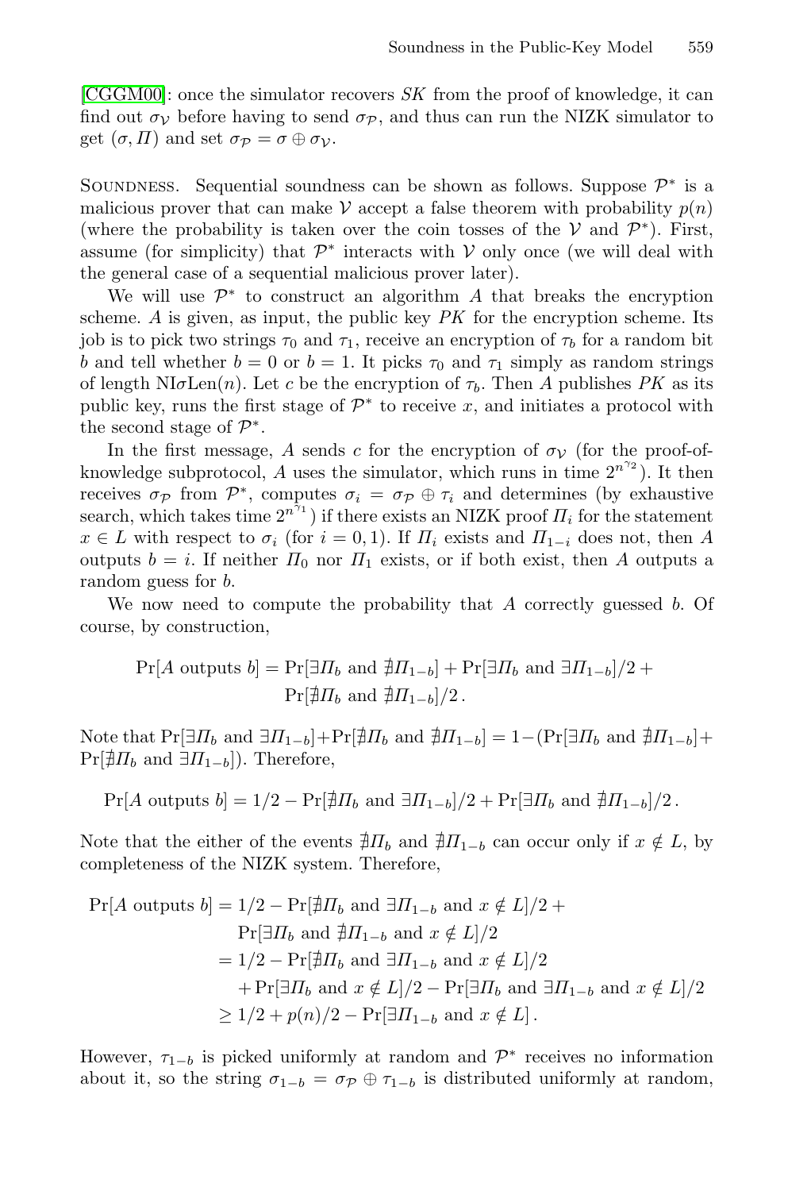[CGGM00]: once the simulator recovers $SK$ from the proof of knowledge, it can find out $\sigma_{\mathcal{V}}$ before having to send $\sigma_{\mathcal{P}}$, and thus can run the NIZK simulator to get $(\sigma, \Pi)$ and set $\sigma_{\mathcal{P}} = \sigma \oplus \sigma_{\mathcal{V}}$.

Soundness. Sequential soundness can be shown as follows. Suppose $\mathcal{P}^*$ is a malicious prover that can make $\mathcal{V}$ accept a false theorem with probability $p(n)$ (where the probability is taken over the coin tosses of the $\mathcal{V}$ and $\mathcal{P}^*$). First, assume (for simplicity) that $\mathcal{P}^*$ interacts with $\mathcal{V}$ only once (we will deal with the general case of a sequential malicious prover later).

We will use $\mathcal{P}^*$ to construct an algorithm $A$ that breaks the encryption scheme. $A$ is given, as input, the public key $PK$ for the encryption scheme. Its job is to pick two strings $\tau_0$ and $\tau_1$, receive an encryption of $\tau_b$ for a random bit $b$ and tell whether $b = 0$ or $b = 1$. It picks $\tau_0$ and $\tau_1$ simply as random strings of length $\text{NI}\sigma\text{Len}(n)$. Let $c$ be the encryption of $\tau_b$. Then $A$ publishes $PK$ as its public key, runs the first stage of $\mathcal{P}^*$ to receive $x$, and initiates a protocol with the second stage of $\mathcal{P}^*$.

In the first message, $A$ sends $c$ for the encryption of $\sigma_{\mathcal{V}}$ (for the proof-of-knowledge subprotocol, $A$ uses the simulator, which runs in time $2^{n^{\gamma_2}}$). It then receives $\sigma_{\mathcal{P}}$ from $\mathcal{P}^*$, computes $\sigma_i = \sigma_{\mathcal{P}} \oplus \tau_i$ and determines (by exhaustive search, which takes time $2^{n^{\gamma_1}}$) if there exists an NIZK proof $\Pi_i$ for the statement $x \in L$ with respect to $\sigma_i$ (for $i = 0, 1$). If $\Pi_i$ exists and $\Pi_{1-i}$ does not, then $A$ outputs $b = i$. If neither $\Pi_0$ nor $\Pi_1$ exists, or if both exist, then $A$ outputs a random guess for $b$.

We now need to compute the probability that $A$ correctly guessed $b$. Of course, by construction,

$$\Pr[A \text{ outputs } b] = \Pr[\exists \Pi_b \text{ and } \nexists \Pi_{1-b}] + \Pr[\exists \Pi_b \text{ and } \exists \Pi_{1-b}]/2 + \Pr[\nexists \Pi_b \text{ and } \nexists \Pi_{1-b}]/2 \,.$$

Note that $\Pr[\exists \Pi_b \text{ and } \exists \Pi_{1-b}] + \Pr[\nexists \Pi_b \text{ and } \nexists \Pi_{1-b}] = 1 - (\Pr[\exists \Pi_b \text{ and } \nexists \Pi_{1-b}] + \Pr[\nexists \Pi_b \text{ and } \exists \Pi_{1-b}])$. Therefore,

$$\Pr[A \text{ outputs } b] = 1/2 - \Pr[\nexists \Pi_b \text{ and } \exists \Pi_{1-b}]/2 + \Pr[\exists \Pi_b \text{ and } \nexists \Pi_{1-b}]/2 \,.$$

Note that the either of the events $\nexists \Pi_b$ and $\nexists \Pi_{1-b}$ can occur only if $x \notin L$, by completeness of the NIZK system. Therefore,

$$\begin{aligned}
\Pr[A \text{ outputs } b] &= 1/2 - \Pr[\nexists \Pi_b \text{ and } \exists \Pi_{1-b} \text{ and } x \notin L]/2 + \\
&\quad \Pr[\exists \Pi_b \text{ and } \nexists \Pi_{1-b} \text{ and } x \notin L]/2 \\
&= 1/2 - \Pr[\nexists \Pi_b \text{ and } \exists \Pi_{1-b} \text{ and } x \notin L]/2 \\
&\quad + \Pr[\exists \Pi_b \text{ and } x \notin L]/2 - \Pr[\exists \Pi_b \text{ and } \exists \Pi_{1-b} \text{ and } x \notin L]/2 \\
&\geq 1/2 + p(n)/2 - \Pr[\exists \Pi_{1-b} \text{ and } x \notin L] \,.
\end{aligned}$$

However, $\tau_{1-b}$ is picked uniformly at random and $\mathcal{P}^*$ receives no information about it, so the string $\sigma_{1-b} = \sigma_{\mathcal{P}} \oplus \tau_{1-b}$ is distributed uniformly at random,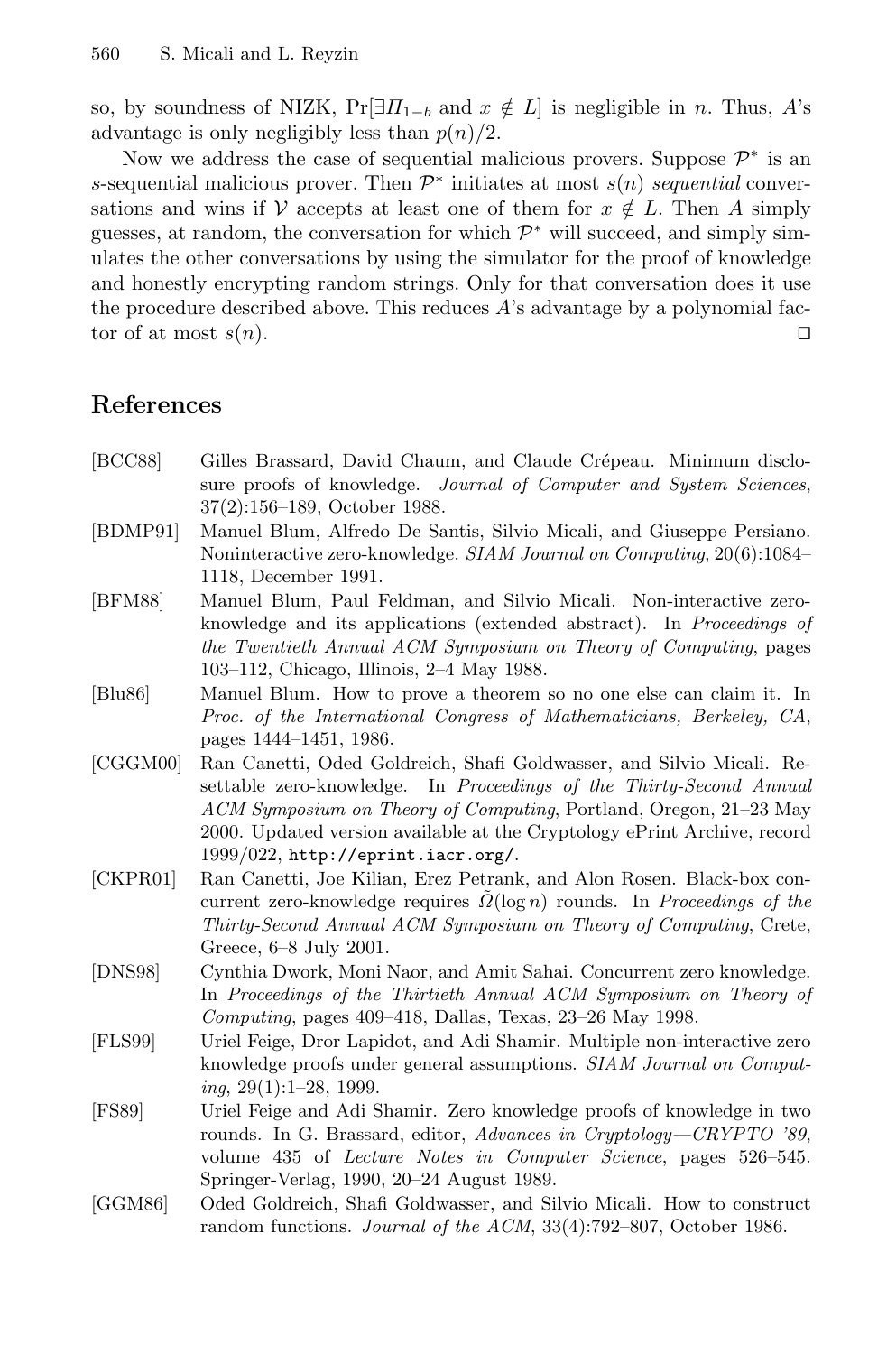so, by soundness of NIZK, $\Pr[\exists \Pi_{1-b}$ and $x \notin L]$ is negligible in $n$. Thus, $A$'s advantage is only negligibly less than $p(n)/2$.

Now we address the case of sequential malicious provers. Suppose $\mathcal{P}^*$ is an $s$-sequential malicious prover. Then $\mathcal{P}^*$ initiates at most $s(n)$ *sequential* conversations and wins if $\mathcal{V}$ accepts at least one of them for $x \notin L$. Then $A$ simply guesses, at random, the conversation for which $\mathcal{P}^*$ will succeed, and simply simulates the other conversations by using the simulator for the proof of knowledge and honestly encrypting random strings. Only for that conversation does it use the procedure described above. This reduces $A$'s advantage by a polynomial factor of at most $s(n)$. □

## References

[BCC88] Gilles Brassard, David Chaum, and Claude Crépeau. Minimum disclosure proofs of knowledge. *Journal of Computer and System Sciences*, 37(2):156–189, October 1988.

[BDMP91] Manuel Blum, Alfredo De Santis, Silvio Micali, and Giuseppe Persiano. Noninteractive zero-knowledge. *SIAM Journal on Computing*, 20(6):1084–1118, December 1991.

[BFM88] Manuel Blum, Paul Feldman, and Silvio Micali. Non-interactive zero-knowledge and its applications (extended abstract). In *Proceedings of the Twentieth Annual ACM Symposium on Theory of Computing*, pages 103–112, Chicago, Illinois, 2–4 May 1988.

[Blu86] Manuel Blum. How to prove a theorem so no one else can claim it. In *Proc. of the International Congress of Mathematicians, Berkeley, CA*, pages 1444–1451, 1986.

[CGGM00] Ran Canetti, Oded Goldreich, Shafi Goldwasser, and Silvio Micali. Resettable zero-knowledge. In *Proceedings of the Thirty-Second Annual ACM Symposium on Theory of Computing*, Portland, Oregon, 21–23 May 2000. Updated version available at the Cryptology ePrint Archive, record 1999/022, `http://eprint.iacr.org/`.

[CKPR01] Ran Canetti, Joe Kilian, Erez Petrank, and Alon Rosen. Black-box concurrent zero-knowledge requires $\tilde{\Omega}(\log n)$ rounds. In *Proceedings of the Thirty-Second Annual ACM Symposium on Theory of Computing*, Crete, Greece, 6–8 July 2001.

[DNS98] Cynthia Dwork, Moni Naor, and Amit Sahai. Concurrent zero knowledge. In *Proceedings of the Thirtieth Annual ACM Symposium on Theory of Computing*, pages 409–418, Dallas, Texas, 23–26 May 1998.

[FLS99] Uriel Feige, Dror Lapidot, and Adi Shamir. Multiple non-interactive zero knowledge proofs under general assumptions. *SIAM Journal on Computing*, 29(1):1–28, 1999.

[FS89] Uriel Feige and Adi Shamir. Zero knowledge proofs of knowledge in two rounds. In G. Brassard, editor, *Advances in Cryptology—CRYPTO '89*, volume 435 of *Lecture Notes in Computer Science*, pages 526–545. Springer-Verlag, 1990, 20–24 August 1989.

[GGM86] Oded Goldreich, Shafi Goldwasser, and Silvio Micali. How to construct random functions. *Journal of the ACM*, 33(4):792–807, October 1986.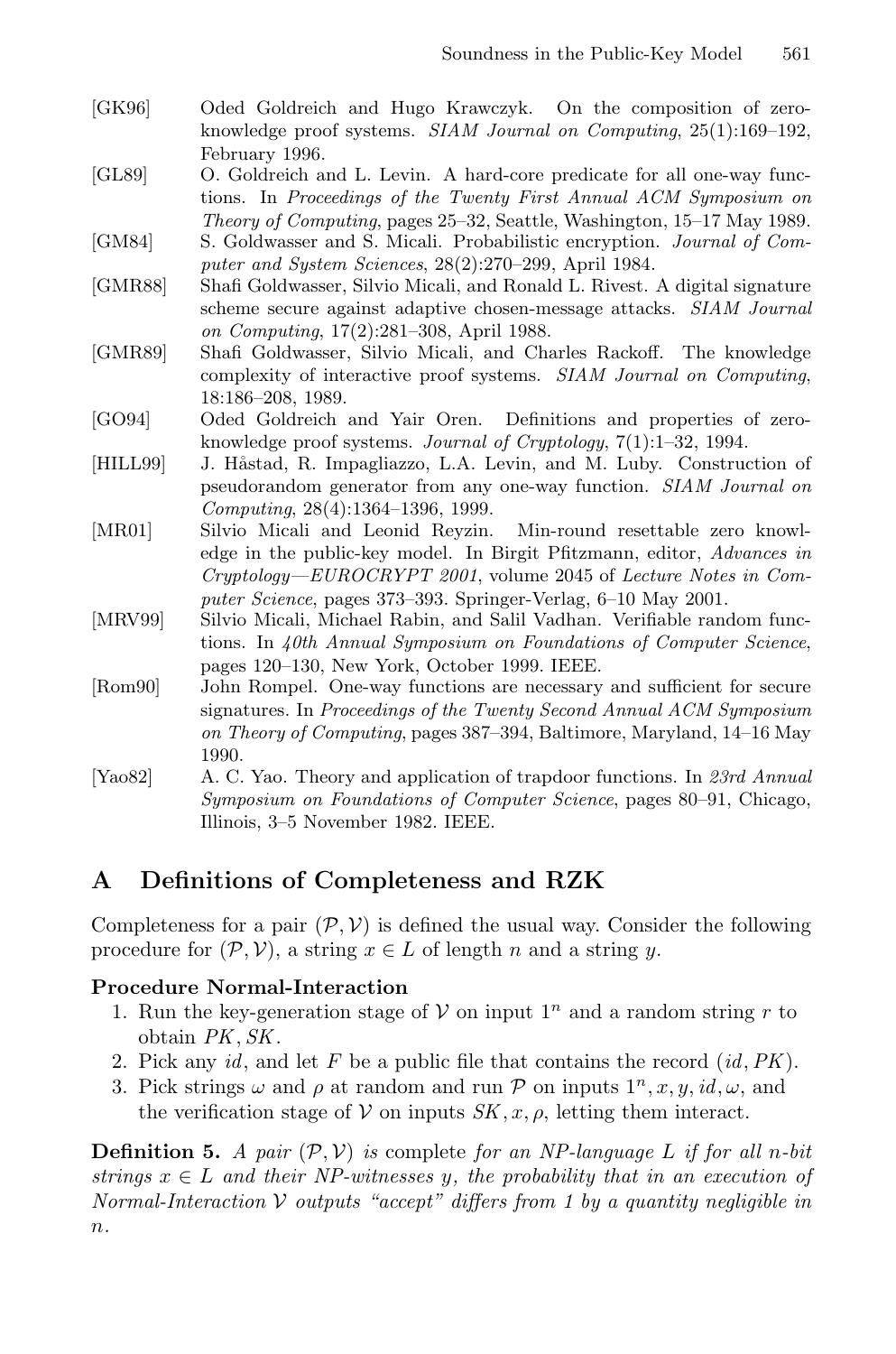[GK96] Oded Goldreich and Hugo Krawczyk. On the composition of zero-knowledge proof systems. *SIAM Journal on Computing*, 25(1):169–192, February 1996.

[GL89] O. Goldreich and L. Levin. A hard-core predicate for all one-way functions. In *Proceedings of the Twenty First Annual ACM Symposium on Theory of Computing*, pages 25–32, Seattle, Washington, 15–17 May 1989.

[GM84] S. Goldwasser and S. Micali. Probabilistic encryption. *Journal of Computer and System Sciences*, 28(2):270–299, April 1984.

[GMR88] Shafi Goldwasser, Silvio Micali, and Ronald L. Rivest. A digital signature scheme secure against adaptive chosen-message attacks. *SIAM Journal on Computing*, 17(2):281–308, April 1988.

[GMR89] Shafi Goldwasser, Silvio Micali, and Charles Rackoff. The knowledge complexity of interactive proof systems. *SIAM Journal on Computing*, 18:186–208, 1989.

[GO94] Oded Goldreich and Yair Oren. Definitions and properties of zero-knowledge proof systems. *Journal of Cryptology*, 7(1):1–32, 1994.

[HILL99] J. Håstad, R. Impagliazzo, L.A. Levin, and M. Luby. Construction of pseudorandom generator from any one-way function. *SIAM Journal on Computing*, 28(4):1364–1396, 1999.

[MR01] Silvio Micali and Leonid Reyzin. Min-round resettable zero knowledge in the public-key model. In Birgit Pfitzmann, editor, *Advances in Cryptology—EUROCRYPT 2001*, volume 2045 of *Lecture Notes in Computer Science*, pages 373–393. Springer-Verlag, 6–10 May 2001.

[MRV99] Silvio Micali, Michael Rabin, and Salil Vadhan. Verifiable random functions. In *40th Annual Symposium on Foundations of Computer Science*, pages 120–130, New York, October 1999. IEEE.

[Rom90] John Rompel. One-way functions are necessary and sufficient for secure signatures. In *Proceedings of the Twenty Second Annual ACM Symposium on Theory of Computing*, pages 387–394, Baltimore, Maryland, 14–16 May 1990.

[Yao82] A. C. Yao. Theory and application of trapdoor functions. In *23rd Annual Symposium on Foundations of Computer Science*, pages 80–91, Chicago, Illinois, 3–5 November 1982. IEEE.

# A Definitions of Completeness and RZK

Completeness for a pair $(\mathcal{P}, \mathcal{V})$ is defined the usual way. Consider the following procedure for $(\mathcal{P}, \mathcal{V})$, a string $x \in L$ of length $n$ and a string $y$.

**Procedure Normal-Interaction**

1. Run the key-generation stage of $\mathcal{V}$ on input $1^n$ and a random string $r$ to obtain $PK, SK$.
2. Pick any $id$, and let $F$ be a public file that contains the record $(id, PK)$.
3. Pick strings $\omega$ and $\rho$ at random and run $\mathcal{P}$ on inputs $1^n, x, y, id, \omega$, and the verification stage of $\mathcal{V}$ on inputs $SK, x, \rho$, letting them interact.

**Definition 5.** *A pair $(\mathcal{P}, \mathcal{V})$ is* complete *for an NP-language $L$ if for all $n$-bit strings $x \in L$ and their NP-witnesses $y$, the probability that in an execution of Normal-Interaction $\mathcal{V}$ outputs "accept" differs from 1 by a quantity negligible in $n$.*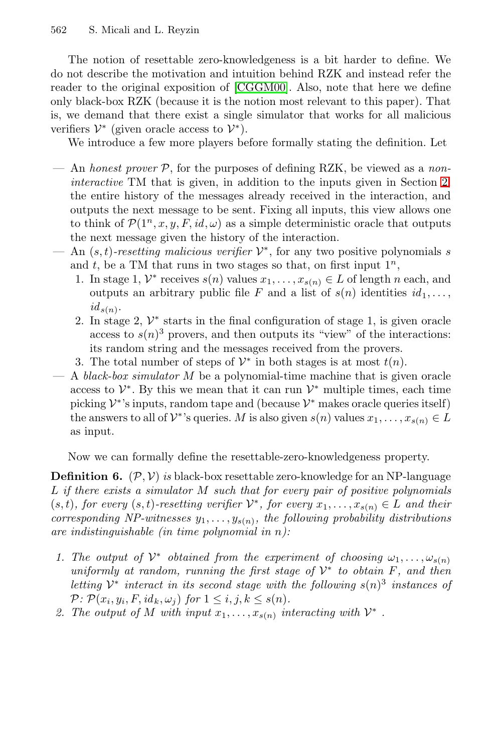The notion of resettable zero-knowledgeness is a bit harder to define. We do not describe the motivation and intuition behind RZK and instead refer the reader to the original exposition of [CGGM00]. Also, note that here we define only black-box RZK (because it is the notion most relevant to this paper). That is, we demand that there exist a single simulator that works for all malicious verifiers $\mathcal{V}^*$ (given oracle access to $\mathcal{V}^*$).

We introduce a few more players before formally stating the definition. Let

— An *honest prover* $\mathcal{P}$, for the purposes of defining RZK, be viewed as a *non-interactive* TM that is given, in addition to the inputs given in Section 2, the entire history of the messages already received in the interaction, and outputs the next message to be sent. Fixing all inputs, this view allows one to think of $\mathcal{P}(1^n, x, y, F, id, \omega)$ as a simple deterministic oracle that outputs the next message given the history of the interaction.

— An $(s,t)$-*resetting malicious verifier* $\mathcal{V}^*$, for any two positive polynomials $s$ and $t$, be a TM that runs in two stages so that, on first input $1^n$,

  1. In stage 1, $\mathcal{V}^*$ receives $s(n)$ values $x_1, \ldots, x_{s(n)} \in L$ of length $n$ each, and outputs an arbitrary public file $F$ and a list of $s(n)$ identities $id_1, \ldots, id_{s(n)}$.
  2. In stage 2, $\mathcal{V}^*$ starts in the final configuration of stage 1, is given oracle access to $s(n)^3$ provers, and then outputs its "view" of the interactions: its random string and the messages received from the provers.
  3. The total number of steps of $\mathcal{V}^*$ in both stages is at most $t(n)$.

— A *black-box simulator* $M$ be a polynomial-time machine that is given oracle access to $\mathcal{V}^*$. By this we mean that it can run $\mathcal{V}^*$ multiple times, each time picking $\mathcal{V}^*$'s inputs, random tape and (because $\mathcal{V}^*$ makes oracle queries itself) the answers to all of $\mathcal{V}^*$'s queries. $M$ is also given $s(n)$ values $x_1, \ldots, x_{s(n)} \in L$ as input.

Now we can formally define the resettable-zero-knowledgeness property.

**Definition 6.** $(\mathcal{P}, \mathcal{V})$ *is* black-box resettable zero-knowledge for an NP-language $L$ *if there exists a simulator $M$ such that for every pair of positive polynomials $(s,t)$, for every $(s,t)$-resetting verifier $\mathcal{V}^*$, for every $x_1, \ldots, x_{s(n)} \in L$ and their corresponding NP-witnesses $y_1, \ldots, y_{s(n)}$, the following probability distributions are indistinguishable (in time polynomial in $n$):*

1. *The output of $\mathcal{V}^*$ obtained from the experiment of choosing $\omega_1, \ldots, \omega_{s(n)}$ uniformly at random, running the first stage of $\mathcal{V}^*$ to obtain $F$, and then letting $\mathcal{V}^*$ interact in its second stage with the following $s(n)^3$ instances of $\mathcal{P}$: $\mathcal{P}(x_i, y_i, F, id_k, \omega_j)$ for $1 \le i, j, k \le s(n)$.*
2. *The output of $M$ with input $x_1, \ldots, x_{s(n)}$ interacting with $\mathcal{V}^*$ .*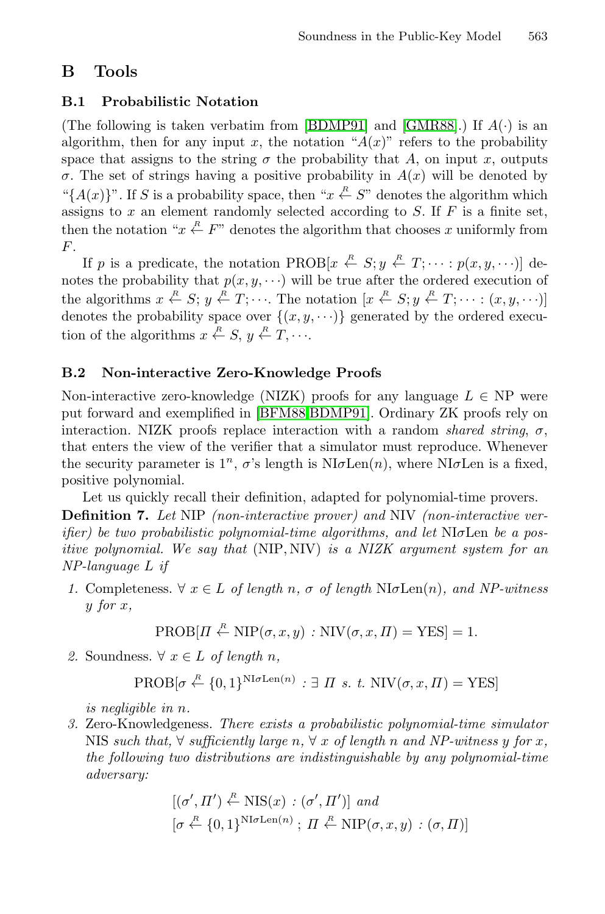# B Tools

## B.1 Probabilistic Notation

(The following is taken verbatim from [BDMP91] and [GMR88].) If $A(\cdot)$ is an algorithm, then for any input $x$, the notation "$A(x)$" refers to the probability space that assigns to the string $\sigma$ the probability that $A$, on input $x$, outputs $\sigma$. The set of strings having a positive probability in $A(x)$ will be denoted by "$\{A(x)\}$". If $S$ is a probability space, then "$x \stackrel{R}{\leftarrow} S$" denotes the algorithm which assigns to $x$ an element randomly selected according to $S$. If $F$ is a finite set, then the notation "$x \stackrel{R}{\leftarrow} F$" denotes the algorithm that chooses $x$ uniformly from $F$.

If $p$ is a predicate, the notation $\text{PROB}[x \stackrel{R}{\leftarrow} S; y \stackrel{R}{\leftarrow} T; \cdots : p(x, y, \cdots)]$ denotes the probability that $p(x, y, \cdots)$ will be true after the ordered execution of the algorithms $x \stackrel{R}{\leftarrow} S$; $y \stackrel{R}{\leftarrow} T; \cdots$. The notation $[x \stackrel{R}{\leftarrow} S; y \stackrel{R}{\leftarrow} T; \cdots : (x, y, \cdots)]$ denotes the probability space over $\{(x, y, \cdots)\}$ generated by the ordered execution of the algorithms $x \stackrel{R}{\leftarrow} S$, $y \stackrel{R}{\leftarrow} T, \cdots$.

## B.2 Non-interactive Zero-Knowledge Proofs

Non-interactive zero-knowledge (NIZK) proofs for any language $L \in \text{NP}$ were put forward and exemplified in [BFM88,BDMP91]. Ordinary ZK proofs rely on interaction. NIZK proofs replace interaction with a random *shared string*, $\sigma$, that enters the view of the verifier that a simulator must reproduce. Whenever the security parameter is $1^n$, $\sigma$'s length is $\text{NI}\sigma\text{Len}(n)$, where $\text{NI}\sigma\text{Len}$ is a fixed, positive polynomial.

Let us quickly recall their definition, adapted for polynomial-time provers.

**Definition 7.** *Let* NIP *(non-interactive prover) and* NIV *(non-interactive verifier) be two probabilistic polynomial-time algorithms, and let* $\text{NI}\sigma\text{Len}$ *be a positive polynomial. We say that* (NIP, NIV) *is a NIZK argument system for an NP-language $L$ if*

1. Completeness. *$\forall\ x \in L$ of length $n$, $\sigma$ of length $\text{NI}\sigma\text{Len}(n)$, and NP-witness $y$ for $x$,*

$$\text{PROB}[\Pi \stackrel{R}{\leftarrow} \text{NIP}(\sigma, x, y) : \text{NIV}(\sigma, x, \Pi) = \text{YES}] = 1.$$

2. Soundness. *$\forall\ x \in L$ of length $n$,*

$$\text{PROB}[\sigma \stackrel{R}{\leftarrow} \{0,1\}^{\text{NI}\sigma\text{Len}(n)} : \exists\ \Pi \text{ s. t. } \text{NIV}(\sigma, x, \Pi) = \text{YES}]$$

*is negligible in $n$.*

3. Zero-Knowledgeness. *There exists a probabilistic polynomial-time simulator* NIS *such that, $\forall$ sufficiently large $n$, $\forall$ $x$ of length $n$ and NP-witness $y$ for $x$, the following two distributions are indistinguishable by any polynomial-time adversary:*

$$[(\sigma', \Pi') \stackrel{R}{\leftarrow} \text{NIS}(x) : (\sigma', \Pi')] \text{ and}$$
$$[\sigma \stackrel{R}{\leftarrow} \{0,1\}^{\text{NI}\sigma\text{Len}(n)}\,;\ \Pi \stackrel{R}{\leftarrow} \text{NIP}(\sigma, x, y) : (\sigma, \Pi)]$$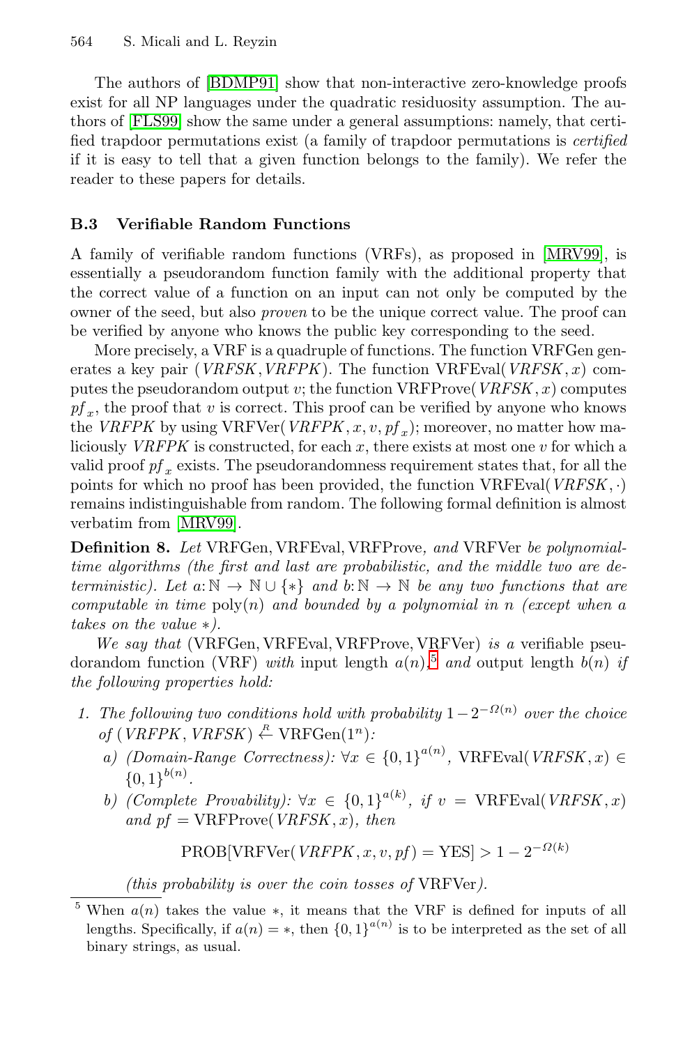The authors of [BDMP91] show that non-interactive zero-knowledge proofs exist for all NP languages under the quadratic residuosity assumption. The authors of [FLS99] show the same under a general assumptions: namely, that certified trapdoor permutations exist (a family of trapdoor permutations is *certified* if it is easy to tell that a given function belongs to the family). We refer the reader to these papers for details.

### B.3 Verifiable Random Functions

A family of verifiable random functions (VRFs), as proposed in [MRV99], is essentially a pseudorandom function family with the additional property that the correct value of a function on an input can not only be computed by the owner of the seed, but also *proven* to be the unique correct value. The proof can be verified by anyone who knows the public key corresponding to the seed.

More precisely, a VRF is a quadruple of functions. The function VRFGen generates a key pair $(\mathit{VRFSK}, \mathit{VRFPK})$. The function $\text{VRFEval}(\mathit{VRFSK}, x)$ computes the pseudorandom output $v$; the function $\text{VRFProve}(\mathit{VRFSK}, x)$ computes $pf_x$, the proof that $v$ is correct. This proof can be verified by anyone who knows the $\mathit{VRFPK}$ by using $\text{VRFVer}(\mathit{VRFPK}, x, v, pf_x)$; moreover, no matter how maliciously $\mathit{VRFPK}$ is constructed, for each $x$, there exists at most one $v$ for which a valid proof $pf_x$ exists. The pseudorandomness requirement states that, for all the points for which no proof has been provided, the function $\text{VRFEval}(\mathit{VRFSK}, \cdot)$ remains indistinguishable from random. The following formal definition is almost verbatim from [MRV99].

**Definition 8.** *Let* VRFGen, VRFEval, VRFProve, *and* VRFVer *be polynomial-time algorithms (the first and last are probabilistic, and the middle two are deterministic). Let $a: \mathbb{N} \to \mathbb{N} \cup \{*\}$ and $b: \mathbb{N} \to \mathbb{N}$ be any two functions that are computable in time $\text{poly}(n)$ and bounded by a polynomial in $n$ (except when $a$ takes on the value $*$).*

*We say that* (VRFGen, VRFEval, VRFProve, VRFVer) *is a* verifiable pseudorandom function (VRF) *with* input length $a(n)$,[5] *and* output length $b(n)$ *if the following properties hold:*

1. *The following two conditions hold with probability $1 - 2^{-\Omega(n)}$ over the choice of $(\mathit{VRFPK}, \mathit{VRFSK}) \overset{R}{\leftarrow} \text{VRFGen}(1^n)$:*
   a) *(Domain-Range Correctness): $\forall x \in \{0,1\}^{a(n)}$, $\text{VRFEval}(\mathit{VRFSK}, x) \in \{0,1\}^{b(n)}$.*
   b) *(Complete Provability): $\forall x \in \{0,1\}^{a(k)}$, if $v = \text{VRFEval}(\mathit{VRFSK}, x)$ and $pf = \text{VRFProve}(\mathit{VRFSK}, x)$, then*

   $$\text{PROB}[\text{VRFVer}(\mathit{VRFPK}, x, v, pf) = \text{YES}] > 1 - 2^{-\Omega(k)}$$

   *(this probability is over the coin tosses of* VRFVer*).*

[5] When $a(n)$ takes the value $*$, it means that the VRF is defined for inputs of all lengths. Specifically, if $a(n) = *$, then $\{0,1\}^{a(n)}$ is to be interpreted as the set of all binary strings, as usual.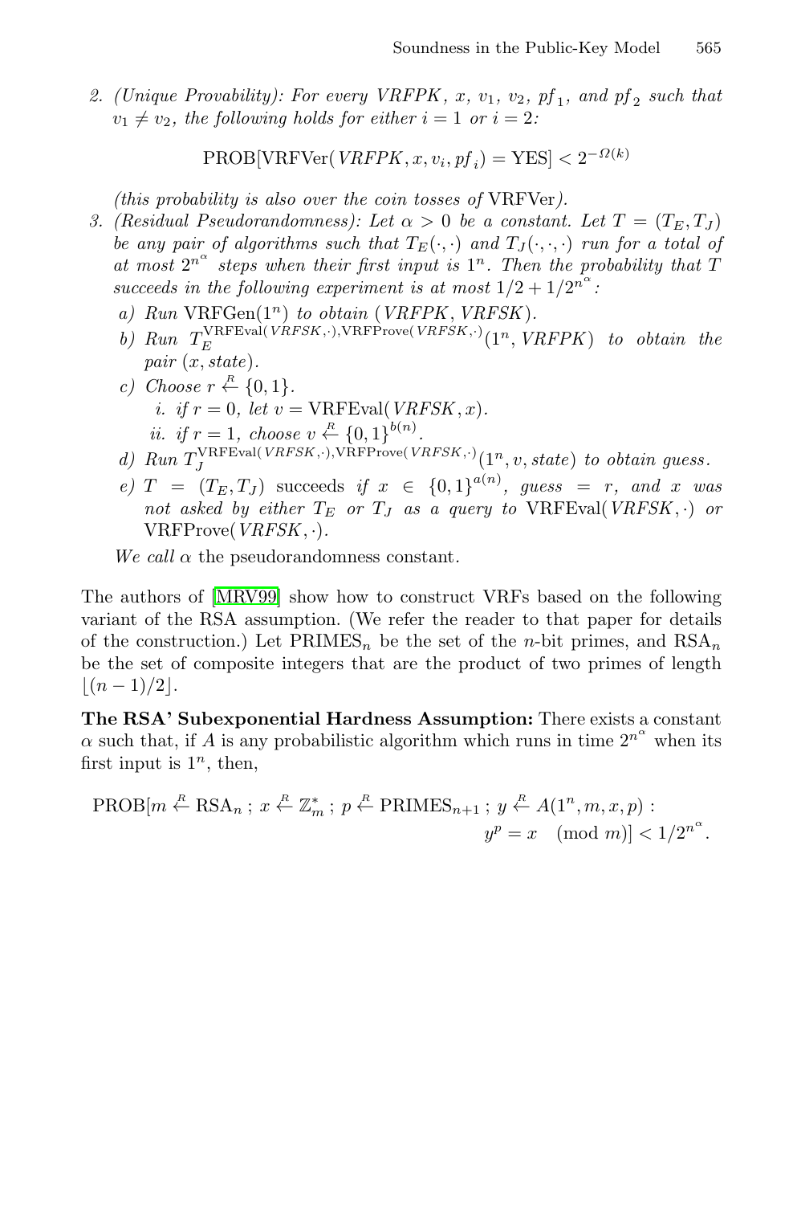2. *(Unique Provability): For every VRFPK, x, $v_1$, $v_2$, $pf_1$, and $pf_2$ such that $v_1 \neq v_2$, the following holds for either $i = 1$ or $i = 2$:*

$$\text{PROB}[\text{VRFVer}(\mathit{VRFPK}, x, v_i, \mathit{pf}_i) = \text{YES}] < 2^{-\Omega(k)}$$

*(this probability is also over the coin tosses of* VRFVer*).*

3. *(Residual Pseudorandomness): Let $\alpha > 0$ be a constant. Let $T = (T_E, T_J)$ be any pair of algorithms such that $T_E(\cdot, \cdot)$ and $T_J(\cdot, \cdot, \cdot)$ run for a total of at most $2^{n^\alpha}$ steps when their first input is $1^n$. Then the probability that $T$ succeeds in the following experiment is at most $1/2 + 1/2^{n^\alpha}$:*
   a) *Run* $\text{VRFGen}(1^n)$ *to obtain* $(\mathit{VRFPK}, \mathit{VRFSK})$.
   b) *Run* $T_E^{\text{VRFEval}(\mathit{VRFSK},\cdot),\text{VRFProve}(\mathit{VRFSK},\cdot)}(1^n, \mathit{VRFPK})$ *to obtain the pair* $(x, \mathit{state})$.
   c) *Choose* $r \stackrel{R}{\leftarrow} \{0, 1\}$.
      i. *if $r = 0$, let $v = \text{VRFEval}(\mathit{VRFSK}, x)$.*
      ii. *if $r = 1$, choose $v \stackrel{R}{\leftarrow} \{0, 1\}^{b(n)}$.*
   d) *Run* $T_J^{\text{VRFEval}(\mathit{VRFSK},\cdot),\text{VRFProve}(\mathit{VRFSK},\cdot)}(1^n, v, \mathit{state})$ *to obtain guess.*
   e) *$T = (T_E, T_J)$* succeeds *if $x \in \{0, 1\}^{a(n)}$, guess $= r$, and $x$ was not asked by either $T_E$ or $T_J$ as a query to* $\text{VRFEval}(\mathit{VRFSK}, \cdot)$ *or* $\text{VRFProve}(\mathit{VRFSK}, \cdot)$.

   *We call* $\alpha$ the pseudorandomness constant.

The authors of [MRV99] show how to construct VRFs based on the following variant of the RSA assumption. (We refer the reader to that paper for details of the construction.) Let $\text{PRIMES}_n$ be the set of the $n$-bit primes, and $\text{RSA}_n$ be the set of composite integers that are the product of two primes of length $\lfloor (n-1)/2 \rfloor$.

**The RSA' Subexponential Hardness Assumption:** There exists a constant $\alpha$ such that, if $A$ is any probabilistic algorithm which runs in time $2^{n^\alpha}$ when its first input is $1^n$, then,

$$\text{PROB}[m \stackrel{R}{\leftarrow} \text{RSA}_n \, ; \, x \stackrel{R}{\leftarrow} \mathbb{Z}_m^* \, ; \, p \stackrel{R}{\leftarrow} \text{PRIMES}_{n+1} \, ; \, y \stackrel{R}{\leftarrow} A(1^n, m, x, p) : y^p = x \pmod{m}] < 1/2^{n^\alpha}.$$